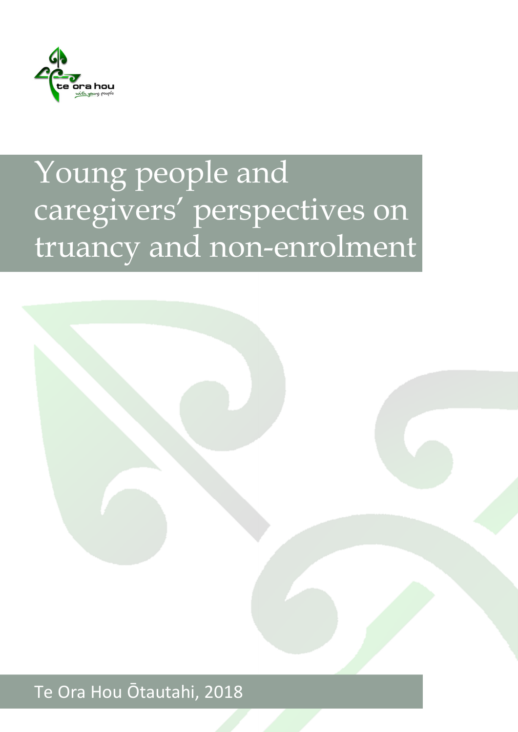te ora hou
with young people

# Young people and caregivers' perspectives on truancy and non-enrolment

Te Ora Hou Ōtautahi, 2018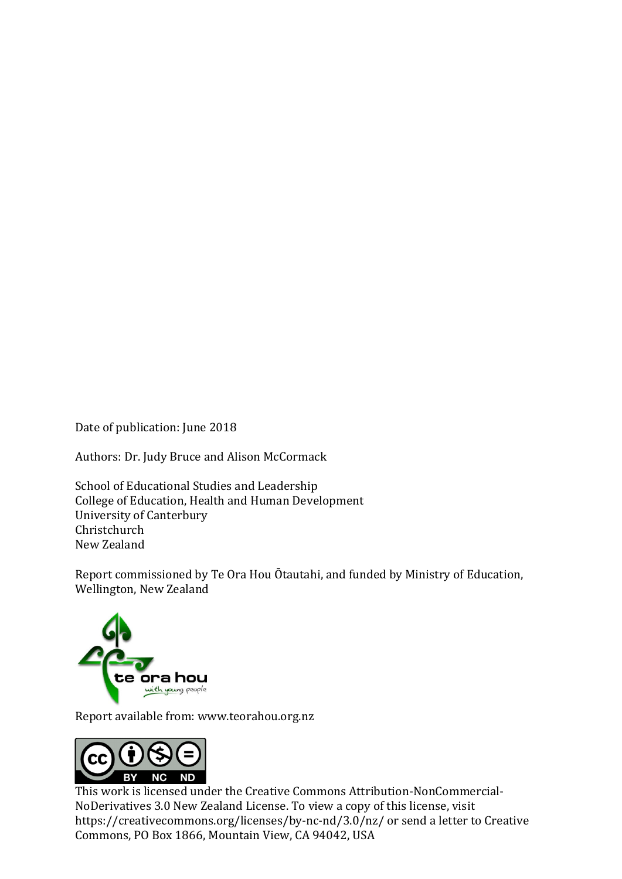Date of publication: June 2018

Authors: Dr. Judy Bruce and Alison McCormack

School of Educational Studies and Leadership
College of Education, Health and Human Development
University of Canterbury
Christchurch
New Zealand

Report commissioned by Te Ora Hou Ōtautahi, and funded by Ministry of Education, Wellington, New Zealand

Report available from: www.teorahou.org.nz

This work is licensed under the Creative Commons Attribution-NonCommercial-NoDerivatives 3.0 New Zealand License. To view a copy of this license, visit https://creativecommons.org/licenses/by-nc-nd/3.0/nz/ or send a letter to Creative Commons, PO Box 1866, Mountain View, CA 94042, USA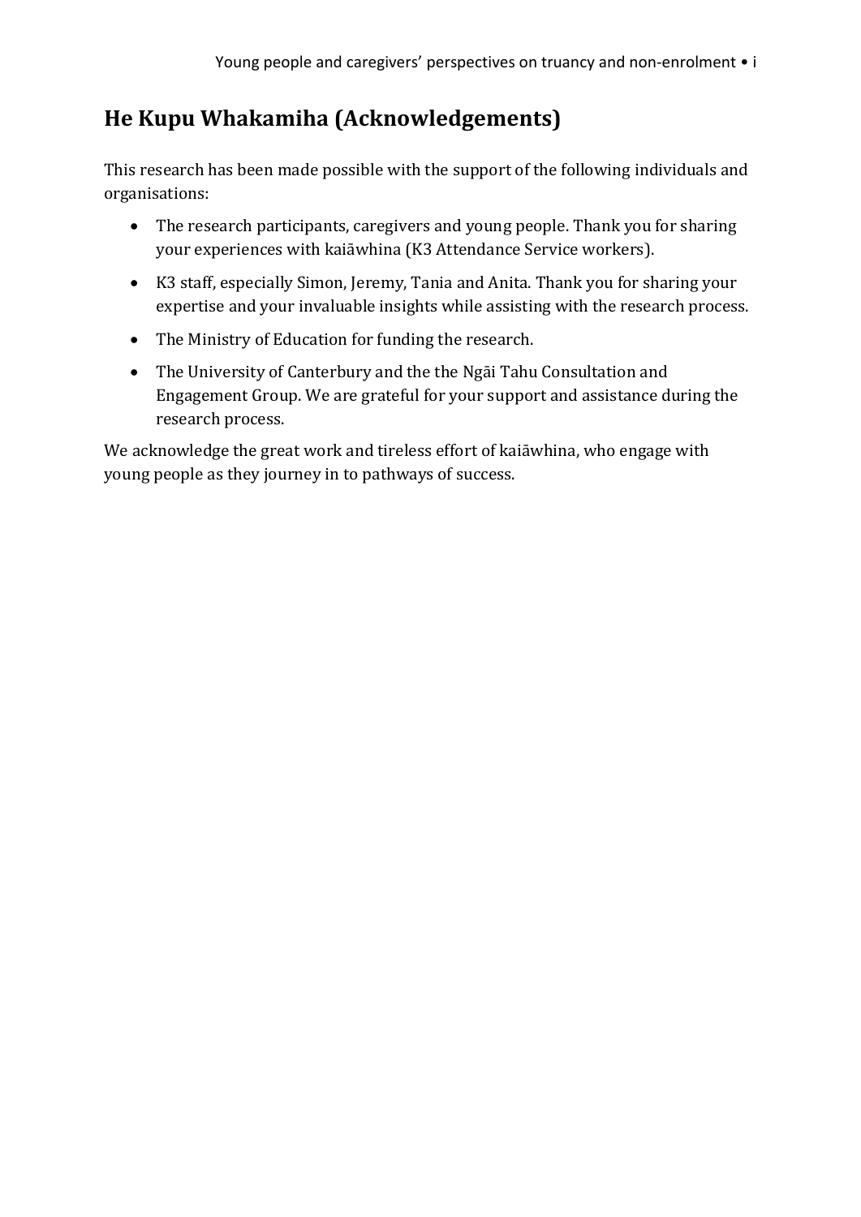## He Kupu Whakamiha (Acknowledgements)

This research has been made possible with the support of the following individuals and organisations:

- The research participants, caregivers and young people. Thank you for sharing your experiences with kaiāwhina (K3 Attendance Service workers).
- K3 staff, especially Simon, Jeremy, Tania and Anita. Thank you for sharing your expertise and your invaluable insights while assisting with the research process.
- The Ministry of Education for funding the research.
- The University of Canterbury and the the Ngāi Tahu Consultation and Engagement Group. We are grateful for your support and assistance during the research process.

We acknowledge the great work and tireless effort of kaiāwhina, who engage with young people as they journey in to pathways of success.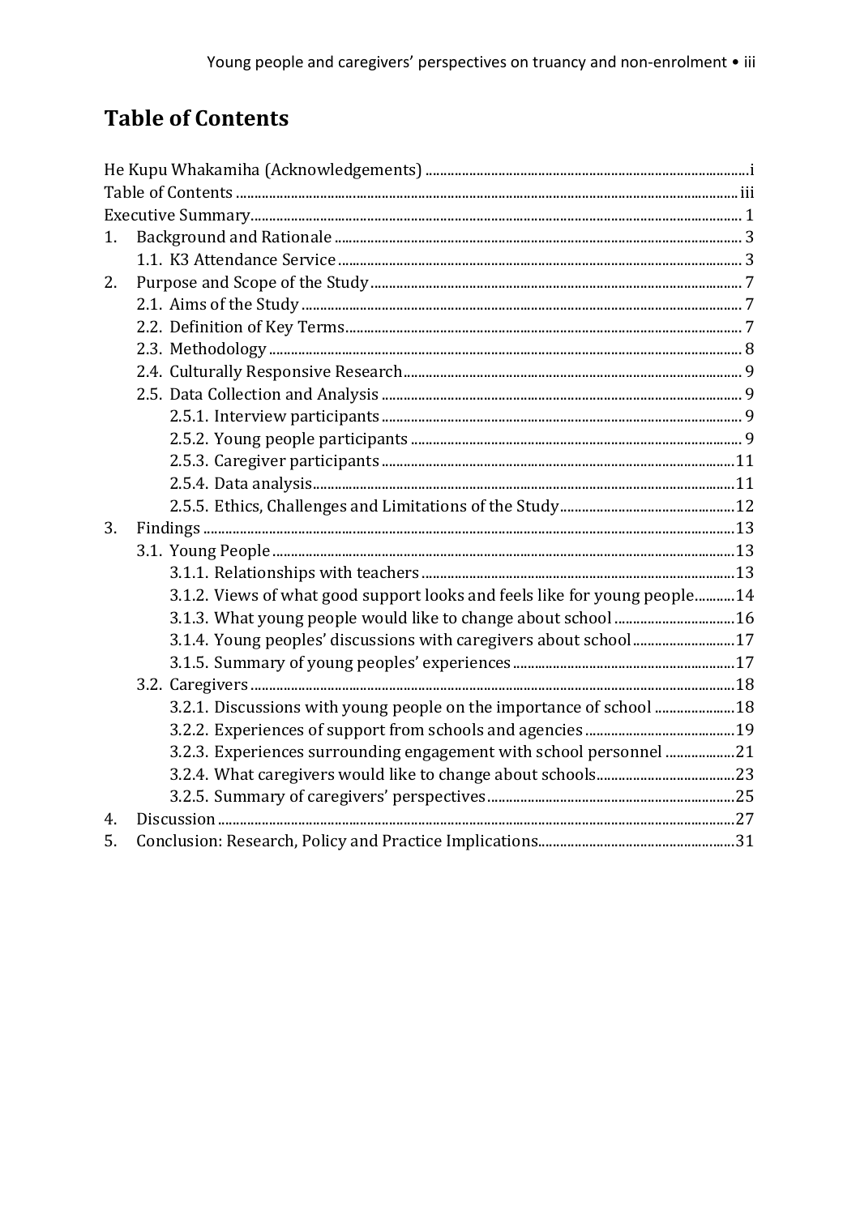# Table of Contents

He Kupu Whakamiha (Acknowledgements) ..... i
Table of Contents ..... iii
Executive Summary ..... 1

1. Background and Rationale ..... 3
   - 1.1. K3 Attendance Service ..... 3
2. Purpose and Scope of the Study ..... 7
   - 2.1. Aims of the Study ..... 7
   - 2.2. Definition of Key Terms ..... 7
   - 2.3. Methodology ..... 8
   - 2.4. Culturally Responsive Research ..... 9
   - 2.5. Data Collection and Analysis ..... 9
     - 2.5.1. Interview participants ..... 9
     - 2.5.2. Young people participants ..... 9
     - 2.5.3. Caregiver participants ..... 11
     - 2.5.4. Data analysis ..... 11
     - 2.5.5. Ethics, Challenges and Limitations of the Study ..... 12
3. Findings ..... 13
   - 3.1. Young People ..... 13
     - 3.1.1. Relationships with teachers ..... 13
     - 3.1.2. Views of what good support looks and feels like for young people ..... 14
     - 3.1.3. What young people would like to change about school ..... 16
     - 3.1.4. Young peoples' discussions with caregivers about school ..... 17
     - 3.1.5. Summary of young peoples' experiences ..... 17
   - 3.2. Caregivers ..... 18
     - 3.2.1. Discussions with young people on the importance of school ..... 18
     - 3.2.2. Experiences of support from schools and agencies ..... 19
     - 3.2.3. Experiences surrounding engagement with school personnel ..... 21
     - 3.2.4. What caregivers would like to change about schools ..... 23
     - 3.2.5. Summary of caregivers' perspectives ..... 25
4. Discussion ..... 27
5. Conclusion: Research, Policy and Practice Implications ..... 31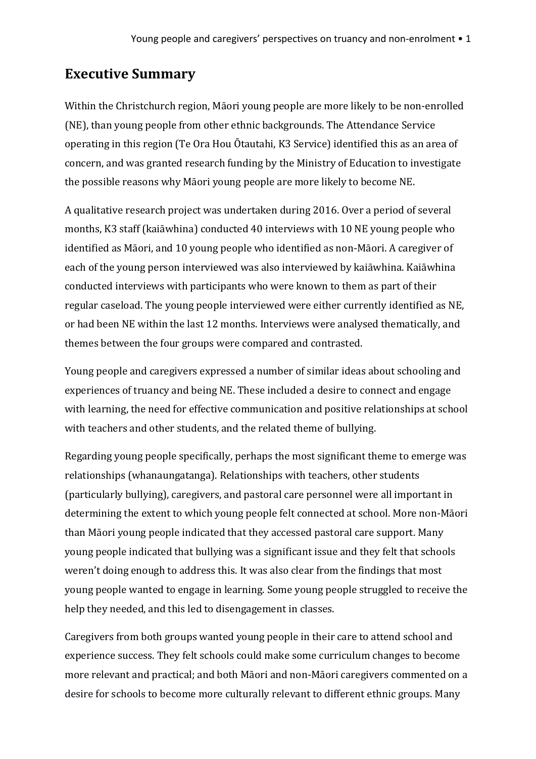## Executive Summary

Within the Christchurch region, Māori young people are more likely to be non-enrolled (NE), than young people from other ethnic backgrounds. The Attendance Service operating in this region (Te Ora Hou Ōtautahi, K3 Service) identified this as an area of concern, and was granted research funding by the Ministry of Education to investigate the possible reasons why Māori young people are more likely to become NE.

A qualitative research project was undertaken during 2016. Over a period of several months, K3 staff (kaiāwhina) conducted 40 interviews with 10 NE young people who identified as Māori, and 10 young people who identified as non-Māori. A caregiver of each of the young person interviewed was also interviewed by kaiāwhina. Kaiāwhina conducted interviews with participants who were known to them as part of their regular caseload. The young people interviewed were either currently identified as NE, or had been NE within the last 12 months. Interviews were analysed thematically, and themes between the four groups were compared and contrasted.

Young people and caregivers expressed a number of similar ideas about schooling and experiences of truancy and being NE. These included a desire to connect and engage with learning, the need for effective communication and positive relationships at school with teachers and other students, and the related theme of bullying.

Regarding young people specifically, perhaps the most significant theme to emerge was relationships (whanaungatanga). Relationships with teachers, other students (particularly bullying), caregivers, and pastoral care personnel were all important in determining the extent to which young people felt connected at school. More non-Māori than Māori young people indicated that they accessed pastoral care support. Many young people indicated that bullying was a significant issue and they felt that schools weren't doing enough to address this. It was also clear from the findings that most young people wanted to engage in learning. Some young people struggled to receive the help they needed, and this led to disengagement in classes.

Caregivers from both groups wanted young people in their care to attend school and experience success. They felt schools could make some curriculum changes to become more relevant and practical; and both Māori and non-Māori caregivers commented on a desire for schools to become more culturally relevant to different ethnic groups. Many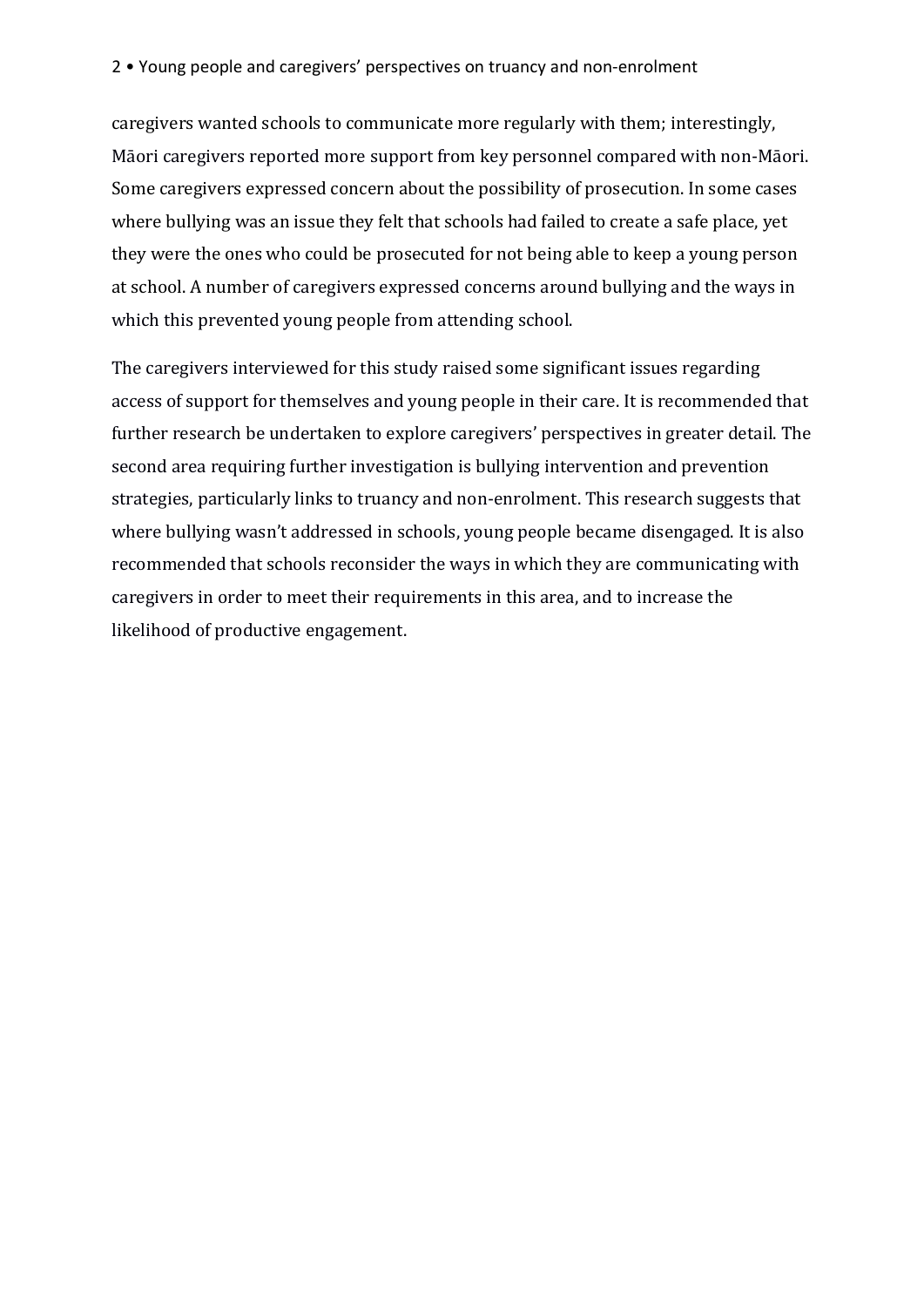caregivers wanted schools to communicate more regularly with them; interestingly, Māori caregivers reported more support from key personnel compared with non-Māori. Some caregivers expressed concern about the possibility of prosecution. In some cases where bullying was an issue they felt that schools had failed to create a safe place, yet they were the ones who could be prosecuted for not being able to keep a young person at school. A number of caregivers expressed concerns around bullying and the ways in which this prevented young people from attending school.

The caregivers interviewed for this study raised some significant issues regarding access of support for themselves and young people in their care. It is recommended that further research be undertaken to explore caregivers' perspectives in greater detail. The second area requiring further investigation is bullying intervention and prevention strategies, particularly links to truancy and non-enrolment. This research suggests that where bullying wasn't addressed in schools, young people became disengaged. It is also recommended that schools reconsider the ways in which they are communicating with caregivers in order to meet their requirements in this area, and to increase the likelihood of productive engagement.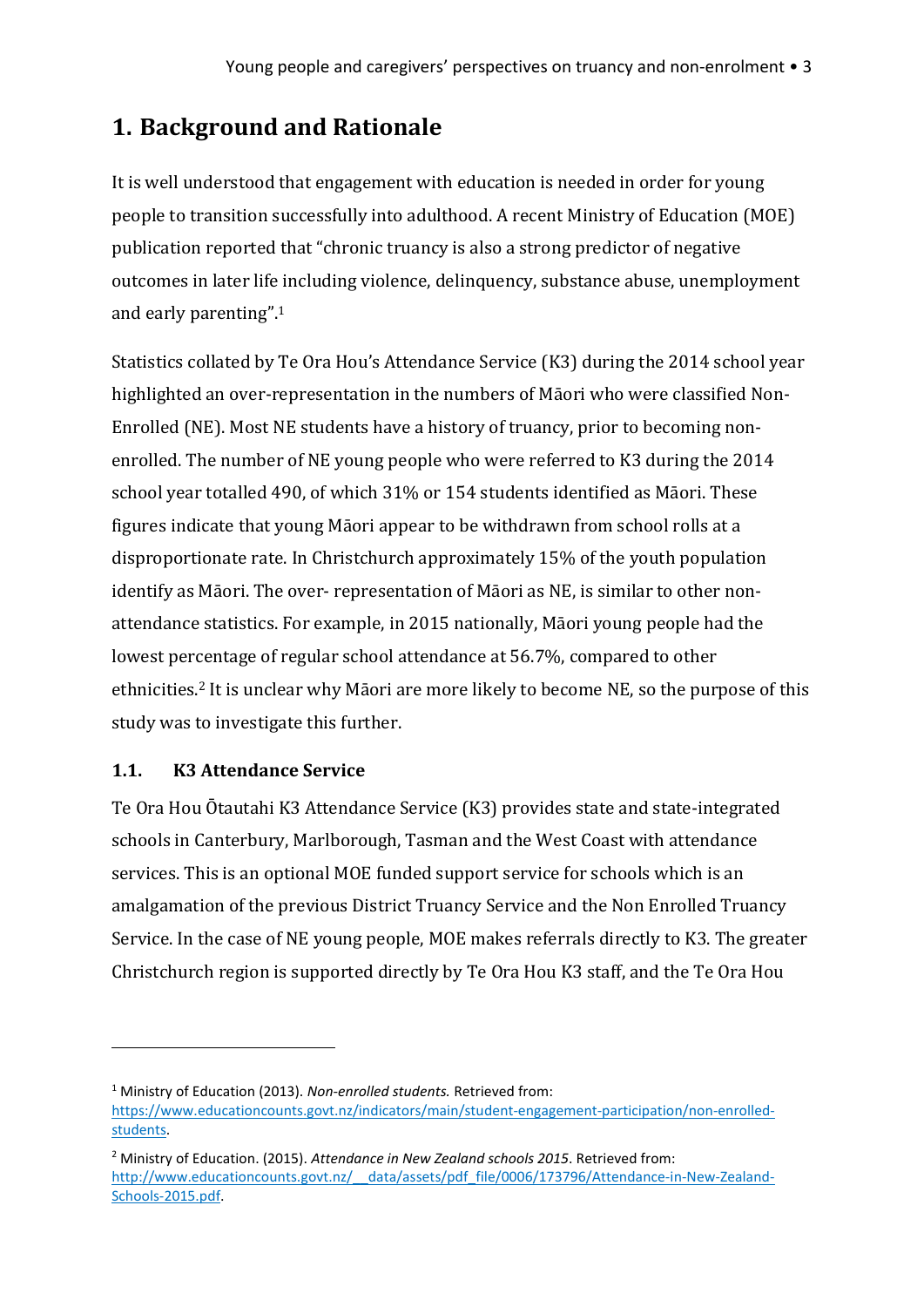# 1. Background and Rationale

It is well understood that engagement with education is needed in order for young people to transition successfully into adulthood. A recent Ministry of Education (MOE) publication reported that "chronic truancy is also a strong predictor of negative outcomes in later life including violence, delinquency, substance abuse, unemployment and early parenting".[1]

Statistics collated by Te Ora Hou's Attendance Service (K3) during the 2014 school year highlighted an over-representation in the numbers of Māori who were classified Non-Enrolled (NE). Most NE students have a history of truancy, prior to becoming non-enrolled. The number of NE young people who were referred to K3 during the 2014 school year totalled 490, of which 31% or 154 students identified as Māori. These figures indicate that young Māori appear to be withdrawn from school rolls at a disproportionate rate. In Christchurch approximately 15% of the youth population identify as Māori. The over- representation of Māori as NE, is similar to other non-attendance statistics. For example, in 2015 nationally, Māori young people had the lowest percentage of regular school attendance at 56.7%, compared to other ethnicities.[2] It is unclear why Māori are more likely to become NE, so the purpose of this study was to investigate this further.

## 1.1. K3 Attendance Service

Te Ora Hou Ōtautahi K3 Attendance Service (K3) provides state and state-integrated schools in Canterbury, Marlborough, Tasman and the West Coast with attendance services. This is an optional MOE funded support service for schools which is an amalgamation of the previous District Truancy Service and the Non Enrolled Truancy Service. In the case of NE young people, MOE makes referrals directly to K3. The greater Christchurch region is supported directly by Te Ora Hou K3 staff, and the Te Ora Hou

---

[1] Ministry of Education (2013). *Non-enrolled students.* Retrieved from: https://www.educationcounts.govt.nz/indicators/main/student-engagement-participation/non-enrolled-students.

[2] Ministry of Education. (2015). *Attendance in New Zealand schools 2015*. Retrieved from: http://www.educationcounts.govt.nz/__data/assets/pdf_file/0006/173796/Attendance-in-New-Zealand-Schools-2015.pdf.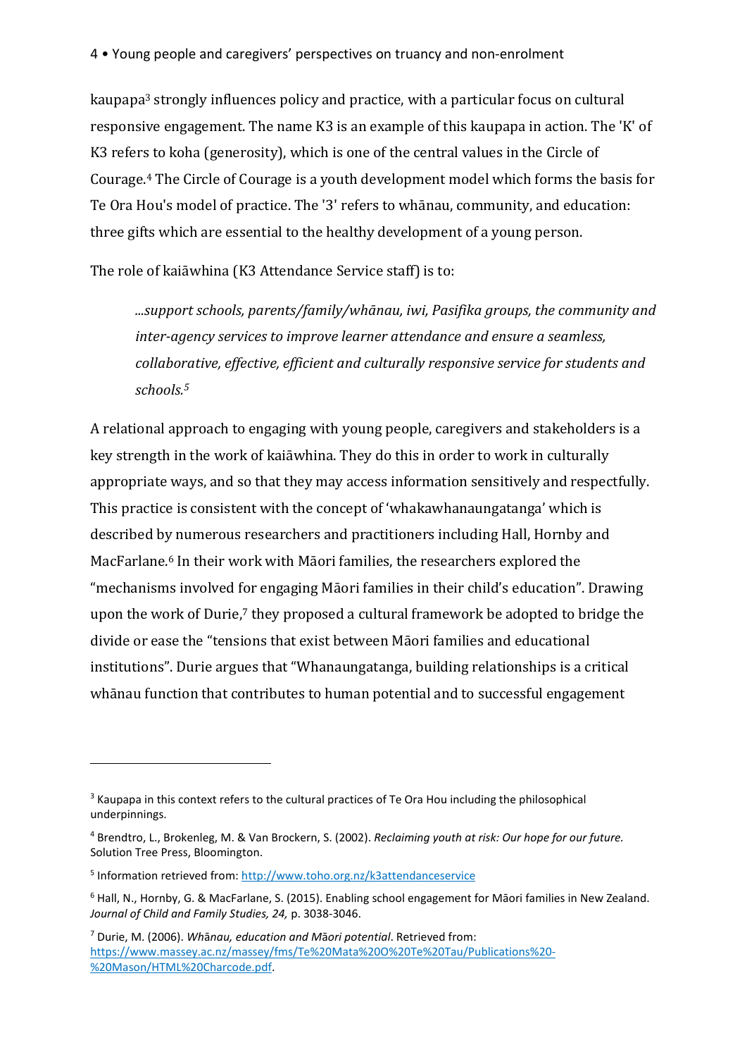kaupapa[3] strongly influences policy and practice, with a particular focus on cultural responsive engagement. The name K3 is an example of this kaupapa in action. The 'K' of K3 refers to koha (generosity), which is one of the central values in the Circle of Courage.[4] The Circle of Courage is a youth development model which forms the basis for Te Ora Hou's model of practice. The '3' refers to whānau, community, and education: three gifts which are essential to the healthy development of a young person.

The role of kaiāwhina (K3 Attendance Service staff) is to:

> *...support schools, parents/family/whānau, iwi, Pasifika groups, the community and inter-agency services to improve learner attendance and ensure a seamless, collaborative, effective, efficient and culturally responsive service for students and schools.*[5]

A relational approach to engaging with young people, caregivers and stakeholders is a key strength in the work of kaiāwhina. They do this in order to work in culturally appropriate ways, and so that they may access information sensitively and respectfully. This practice is consistent with the concept of 'whakawhanaungatanga' which is described by numerous researchers and practitioners including Hall, Hornby and MacFarlane.[6] In their work with Māori families, the researchers explored the "mechanisms involved for engaging Māori families in their child's education". Drawing upon the work of Durie,[7] they proposed a cultural framework be adopted to bridge the divide or ease the "tensions that exist between Māori families and educational institutions". Durie argues that "Whanaungatanga, building relationships is a critical whānau function that contributes to human potential and to successful engagement

---

[3] Kaupapa in this context refers to the cultural practices of Te Ora Hou including the philosophical underpinnings.

[4] Brendtro, L., Brokenleg, M. & Van Brockern, S. (2002). *Reclaiming youth at risk: Our hope for our future.* Solution Tree Press, Bloomington.

[5] Information retrieved from: http://www.toho.org.nz/k3attendanceservice

[6] Hall, N., Hornby, G. & MacFarlane, S. (2015). Enabling school engagement for Māori families in New Zealand. *Journal of Child and Family Studies, 24,* p. 3038-3046.

[7] Durie, M. (2006). *Whānau, education and Māori potential*. Retrieved from: https://www.massey.ac.nz/massey/fms/Te%20Mata%20O%20Te%20Tau/Publications%20-%20Mason/HTML%20Charcode.pdf.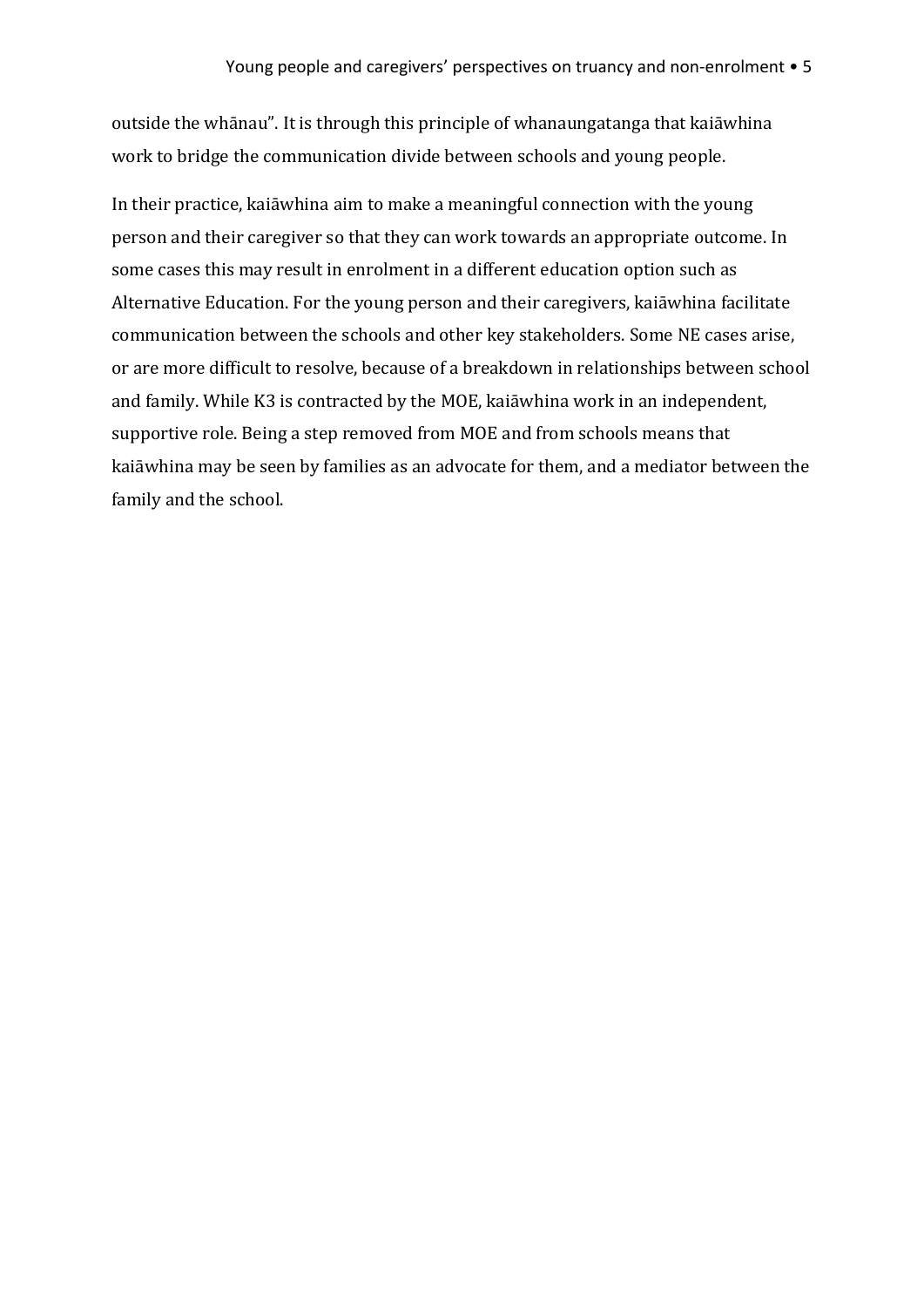outside the whānau". It is through this principle of whanaungatanga that kaiāwhina work to bridge the communication divide between schools and young people.

In their practice, kaiāwhina aim to make a meaningful connection with the young person and their caregiver so that they can work towards an appropriate outcome. In some cases this may result in enrolment in a different education option such as Alternative Education. For the young person and their caregivers, kaiāwhina facilitate communication between the schools and other key stakeholders. Some NE cases arise, or are more difficult to resolve, because of a breakdown in relationships between school and family. While K3 is contracted by the MOE, kaiāwhina work in an independent, supportive role. Being a step removed from MOE and from schools means that kaiāwhina may be seen by families as an advocate for them, and a mediator between the family and the school.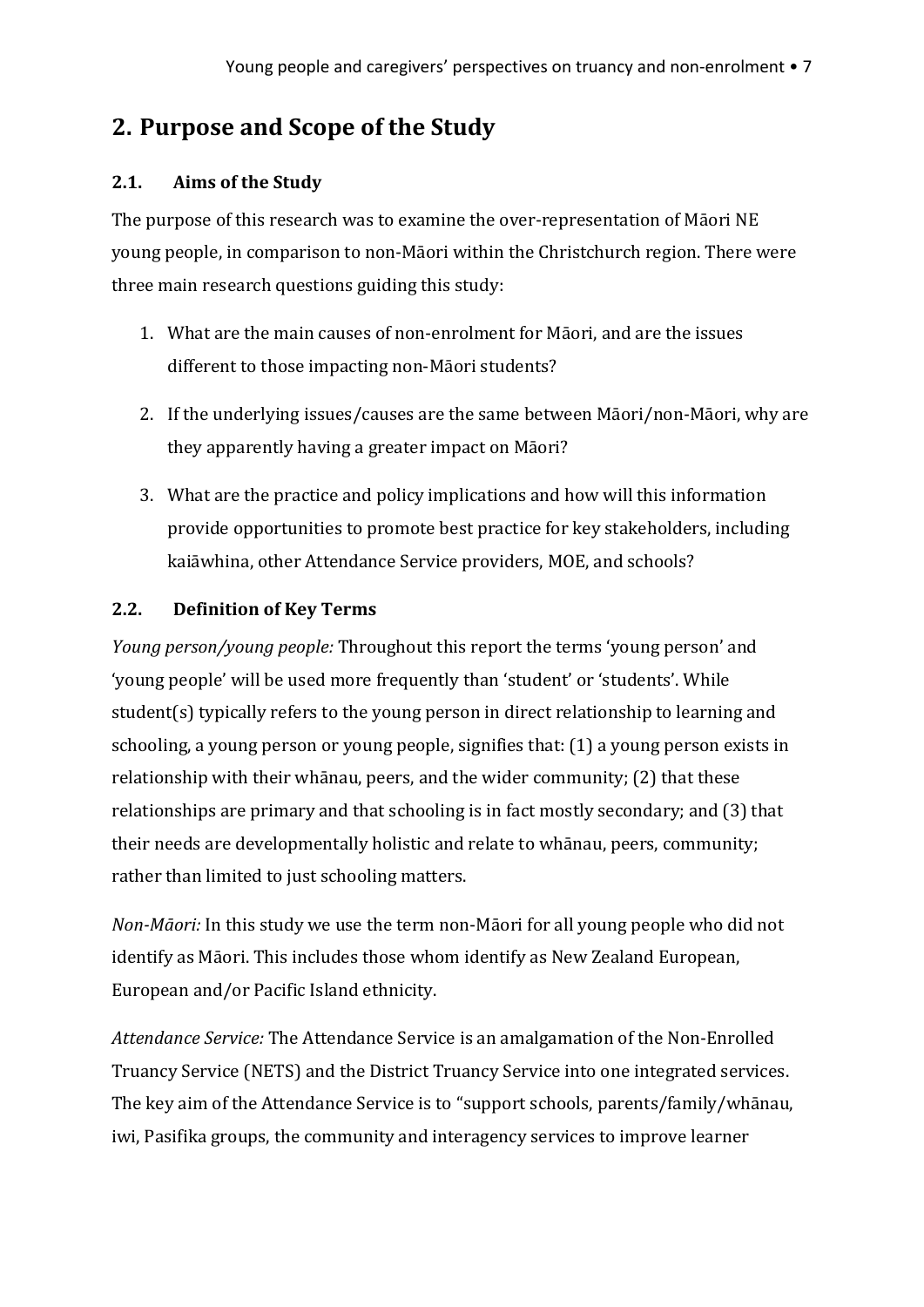## 2. Purpose and Scope of the Study

### 2.1. Aims of the Study

The purpose of this research was to examine the over-representation of Māori NE young people, in comparison to non-Māori within the Christchurch region. There were three main research questions guiding this study:

1. What are the main causes of non-enrolment for Māori, and are the issues different to those impacting non-Māori students?
2. If the underlying issues/causes are the same between Māori/non-Māori, why are they apparently having a greater impact on Māori?
3. What are the practice and policy implications and how will this information provide opportunities to promote best practice for key stakeholders, including kaiāwhina, other Attendance Service providers, MOE, and schools?

### 2.2. Definition of Key Terms

*Young person/young people:* Throughout this report the terms 'young person' and 'young people' will be used more frequently than 'student' or 'students'. While student(s) typically refers to the young person in direct relationship to learning and schooling, a young person or young people, signifies that: (1) a young person exists in relationship with their whānau, peers, and the wider community; (2) that these relationships are primary and that schooling is in fact mostly secondary; and (3) that their needs are developmentally holistic and relate to whānau, peers, community; rather than limited to just schooling matters.

*Non-Māori:* In this study we use the term non-Māori for all young people who did not identify as Māori. This includes those whom identify as New Zealand European, European and/or Pacific Island ethnicity.

*Attendance Service:* The Attendance Service is an amalgamation of the Non-Enrolled Truancy Service (NETS) and the District Truancy Service into one integrated services. The key aim of the Attendance Service is to "support schools, parents/family/whānau, iwi, Pasifika groups, the community and interagency services to improve learner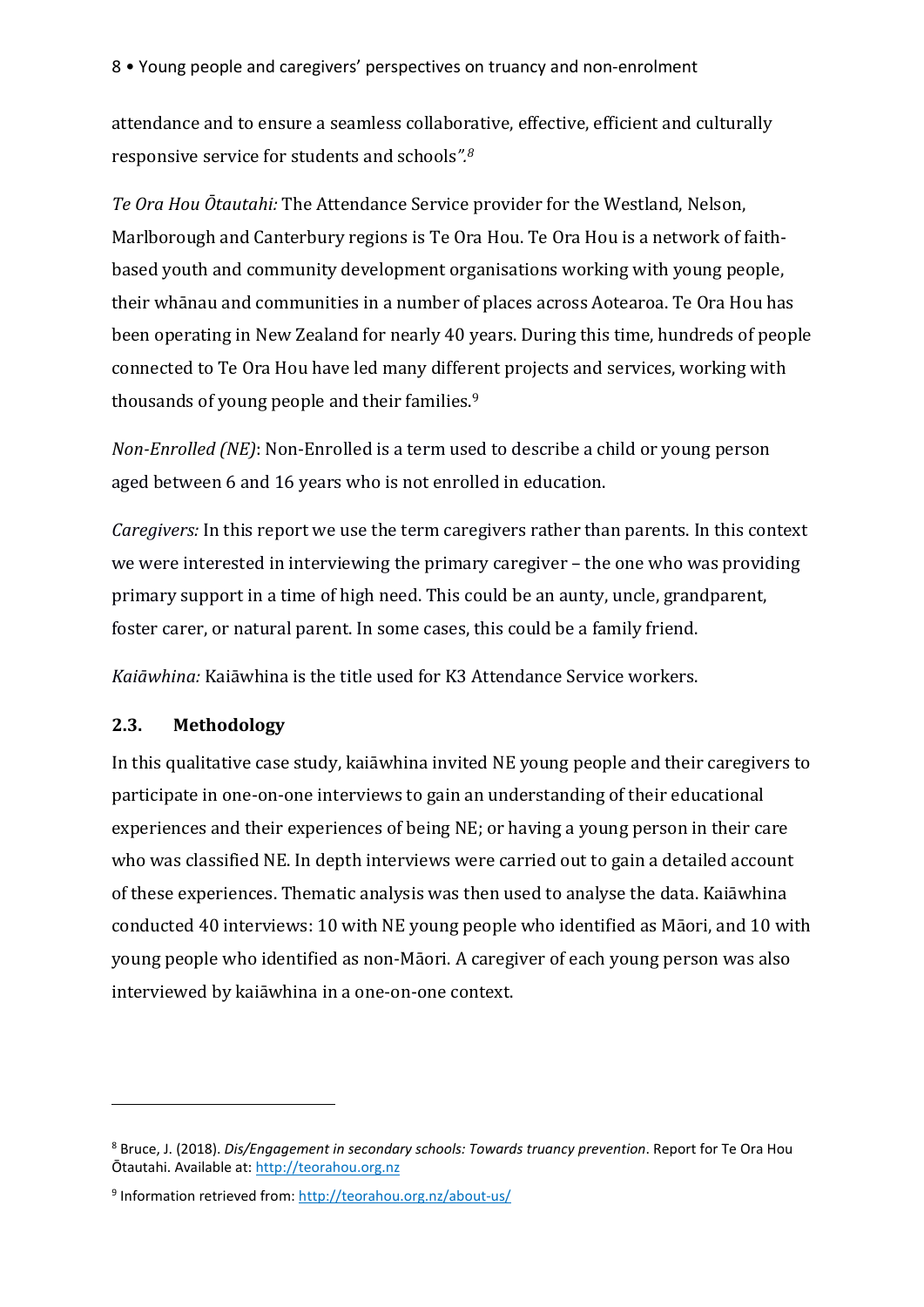attendance and to ensure a seamless collaborative, effective, efficient and culturally responsive service for students and schools".[8]

*Te Ora Hou Ōtautahi:* The Attendance Service provider for the Westland, Nelson, Marlborough and Canterbury regions is Te Ora Hou. Te Ora Hou is a network of faith-based youth and community development organisations working with young people, their whānau and communities in a number of places across Aotearoa. Te Ora Hou has been operating in New Zealand for nearly 40 years. During this time, hundreds of people connected to Te Ora Hou have led many different projects and services, working with thousands of young people and their families.[9]

*Non-Enrolled (NE)*: Non-Enrolled is a term used to describe a child or young person aged between 6 and 16 years who is not enrolled in education.

*Caregivers:* In this report we use the term caregivers rather than parents. In this context we were interested in interviewing the primary caregiver – the one who was providing primary support in a time of high need. This could be an aunty, uncle, grandparent, foster carer, or natural parent. In some cases, this could be a family friend.

*Kaiāwhina:* Kaiāwhina is the title used for K3 Attendance Service workers.

### 2.3. Methodology

In this qualitative case study, kaiāwhina invited NE young people and their caregivers to participate in one-on-one interviews to gain an understanding of their educational experiences and their experiences of being NE; or having a young person in their care who was classified NE. In depth interviews were carried out to gain a detailed account of these experiences. Thematic analysis was then used to analyse the data. Kaiāwhina conducted 40 interviews: 10 with NE young people who identified as Māori, and 10 with young people who identified as non-Māori. A caregiver of each young person was also interviewed by kaiāwhina in a one-on-one context.

---

[8] Bruce, J. (2018). *Dis/Engagement in secondary schools: Towards truancy prevention*. Report for Te Ora Hou Ōtautahi. Available at: http://teorahou.org.nz

[9] Information retrieved from: http://teorahou.org.nz/about-us/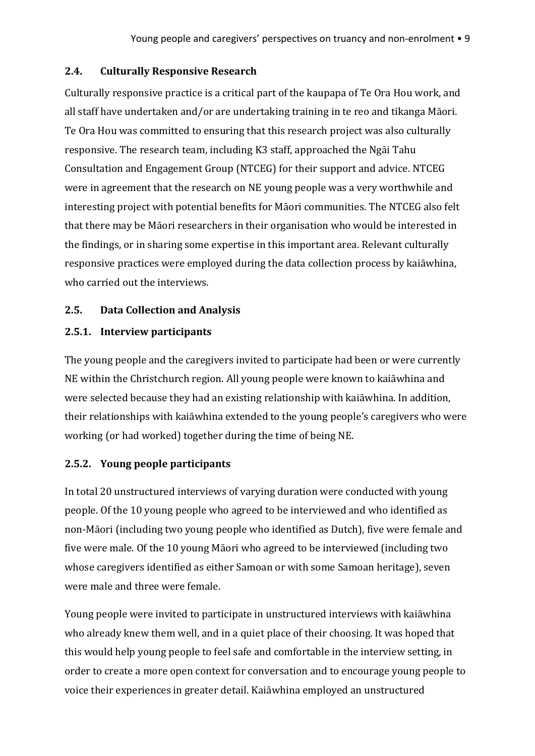## 2.4. Culturally Responsive Research

Culturally responsive practice is a critical part of the kaupapa of Te Ora Hou work, and all staff have undertaken and/or are undertaking training in te reo and tikanga Māori. Te Ora Hou was committed to ensuring that this research project was also culturally responsive. The research team, including K3 staff, approached the Ngāi Tahu Consultation and Engagement Group (NTCEG) for their support and advice. NTCEG were in agreement that the research on NE young people was a very worthwhile and interesting project with potential benefits for Māori communities. The NTCEG also felt that there may be Māori researchers in their organisation who would be interested in the findings, or in sharing some expertise in this important area. Relevant culturally responsive practices were employed during the data collection process by kaiāwhina, who carried out the interviews.

## 2.5. Data Collection and Analysis

### 2.5.1. Interview participants

The young people and the caregivers invited to participate had been or were currently NE within the Christchurch region. All young people were known to kaiāwhina and were selected because they had an existing relationship with kaiāwhina. In addition, their relationships with kaiāwhina extended to the young people's caregivers who were working (or had worked) together during the time of being NE.

### 2.5.2. Young people participants

In total 20 unstructured interviews of varying duration were conducted with young people. Of the 10 young people who agreed to be interviewed and who identified as non-Māori (including two young people who identified as Dutch), five were female and five were male. Of the 10 young Māori who agreed to be interviewed (including two whose caregivers identified as either Samoan or with some Samoan heritage), seven were male and three were female.

Young people were invited to participate in unstructured interviews with kaiāwhina who already knew them well, and in a quiet place of their choosing. It was hoped that this would help young people to feel safe and comfortable in the interview setting, in order to create a more open context for conversation and to encourage young people to voice their experiences in greater detail. Kaiāwhina employed an unstructured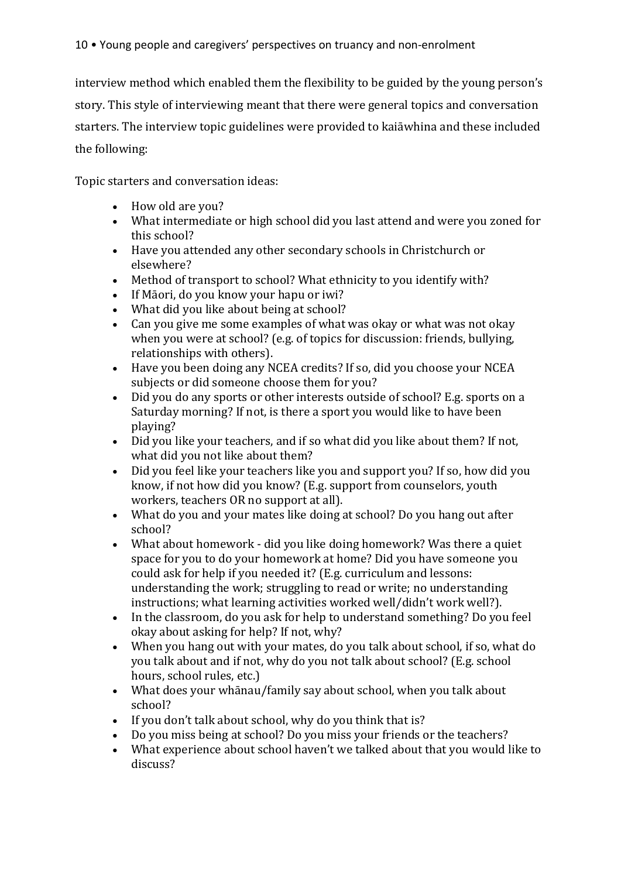interview method which enabled them the flexibility to be guided by the young person's story. This style of interviewing meant that there were general topics and conversation starters. The interview topic guidelines were provided to kaiāwhina and these included the following:

Topic starters and conversation ideas:

- How old are you?
- What intermediate or high school did you last attend and were you zoned for this school?
- Have you attended any other secondary schools in Christchurch or elsewhere?
- Method of transport to school? What ethnicity to you identify with?
- If Māori, do you know your hapu or iwi?
- What did you like about being at school?
- Can you give me some examples of what was okay or what was not okay when you were at school? (e.g. of topics for discussion: friends, bullying, relationships with others).
- Have you been doing any NCEA credits? If so, did you choose your NCEA subjects or did someone choose them for you?
- Did you do any sports or other interests outside of school? E.g. sports on a Saturday morning? If not, is there a sport you would like to have been playing?
- Did you like your teachers, and if so what did you like about them? If not, what did you not like about them?
- Did you feel like your teachers like you and support you? If so, how did you know, if not how did you know? (E.g. support from counselors, youth workers, teachers OR no support at all).
- What do you and your mates like doing at school? Do you hang out after school?
- What about homework - did you like doing homework? Was there a quiet space for you to do your homework at home? Did you have someone you could ask for help if you needed it? (E.g. curriculum and lessons: understanding the work; struggling to read or write; no understanding instructions; what learning activities worked well/didn't work well?).
- In the classroom, do you ask for help to understand something? Do you feel okay about asking for help? If not, why?
- When you hang out with your mates, do you talk about school, if so, what do you talk about and if not, why do you not talk about school? (E.g. school hours, school rules, etc.)
- What does your whānau/family say about school, when you talk about school?
- If you don't talk about school, why do you think that is?
- Do you miss being at school? Do you miss your friends or the teachers?
- What experience about school haven't we talked about that you would like to discuss?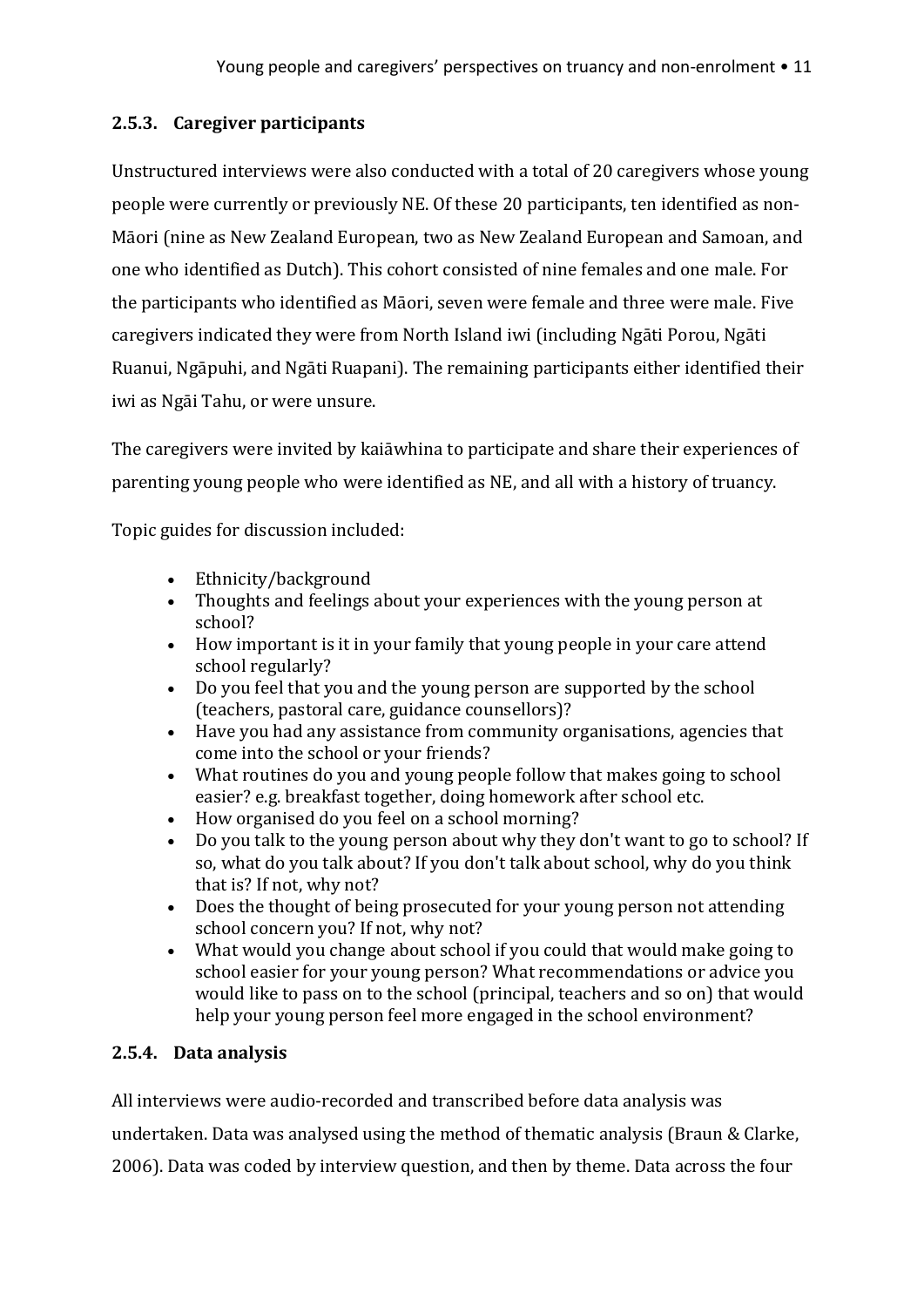### 2.5.3. Caregiver participants

Unstructured interviews were also conducted with a total of 20 caregivers whose young people were currently or previously NE. Of these 20 participants, ten identified as non-Māori (nine as New Zealand European, two as New Zealand European and Samoan, and one who identified as Dutch). This cohort consisted of nine females and one male. For the participants who identified as Māori, seven were female and three were male. Five caregivers indicated they were from North Island iwi (including Ngāti Porou, Ngāti Ruanui, Ngāpuhi, and Ngāti Ruapani). The remaining participants either identified their iwi as Ngāi Tahu, or were unsure.

The caregivers were invited by kaiāwhina to participate and share their experiences of parenting young people who were identified as NE, and all with a history of truancy.

Topic guides for discussion included:

- Ethnicity/background
- Thoughts and feelings about your experiences with the young person at school?
- How important is it in your family that young people in your care attend school regularly?
- Do you feel that you and the young person are supported by the school (teachers, pastoral care, guidance counsellors)?
- Have you had any assistance from community organisations, agencies that come into the school or your friends?
- What routines do you and young people follow that makes going to school easier? e.g. breakfast together, doing homework after school etc.
- How organised do you feel on a school morning?
- Do you talk to the young person about why they don't want to go to school? If so, what do you talk about? If you don't talk about school, why do you think that is? If not, why not?
- Does the thought of being prosecuted for your young person not attending school concern you? If not, why not?
- What would you change about school if you could that would make going to school easier for your young person? What recommendations or advice you would like to pass on to the school (principal, teachers and so on) that would help your young person feel more engaged in the school environment?

### 2.5.4. Data analysis

All interviews were audio-recorded and transcribed before data analysis was undertaken. Data was analysed using the method of thematic analysis (Braun & Clarke, 2006). Data was coded by interview question, and then by theme. Data across the four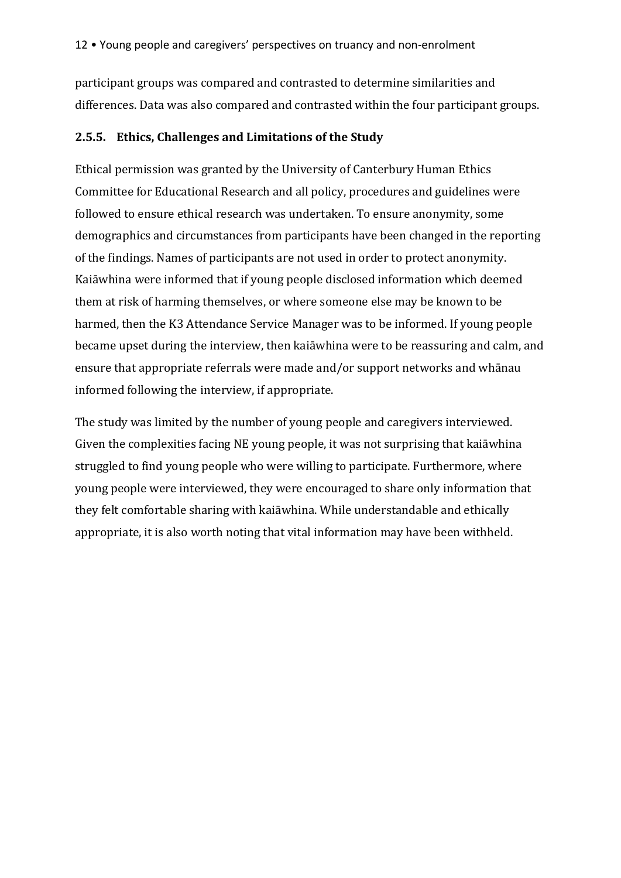participant groups was compared and contrasted to determine similarities and differences. Data was also compared and contrasted within the four participant groups.

### 2.5.5. Ethics, Challenges and Limitations of the Study

Ethical permission was granted by the University of Canterbury Human Ethics Committee for Educational Research and all policy, procedures and guidelines were followed to ensure ethical research was undertaken. To ensure anonymity, some demographics and circumstances from participants have been changed in the reporting of the findings. Names of participants are not used in order to protect anonymity. Kaiāwhina were informed that if young people disclosed information which deemed them at risk of harming themselves, or where someone else may be known to be harmed, then the K3 Attendance Service Manager was to be informed. If young people became upset during the interview, then kaiāwhina were to be reassuring and calm, and ensure that appropriate referrals were made and/or support networks and whānau informed following the interview, if appropriate.

The study was limited by the number of young people and caregivers interviewed. Given the complexities facing NE young people, it was not surprising that kaiāwhina struggled to find young people who were willing to participate. Furthermore, where young people were interviewed, they were encouraged to share only information that they felt comfortable sharing with kaiāwhina. While understandable and ethically appropriate, it is also worth noting that vital information may have been withheld.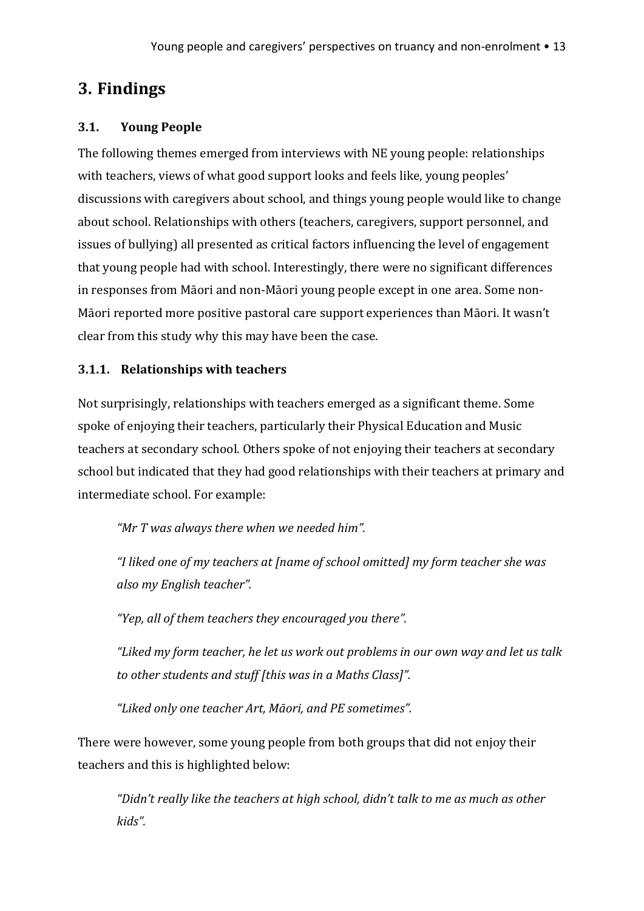# 3. Findings

## 3.1. Young People

The following themes emerged from interviews with NE young people: relationships with teachers, views of what good support looks and feels like, young peoples' discussions with caregivers about school, and things young people would like to change about school. Relationships with others (teachers, caregivers, support personnel, and issues of bullying) all presented as critical factors influencing the level of engagement that young people had with school. Interestingly, there were no significant differences in responses from Māori and non-Māori young people except in one area. Some non-Māori reported more positive pastoral care support experiences than Māori. It wasn't clear from this study why this may have been the case.

### 3.1.1. Relationships with teachers

Not surprisingly, relationships with teachers emerged as a significant theme. Some spoke of enjoying their teachers, particularly their Physical Education and Music teachers at secondary school. Others spoke of not enjoying their teachers at secondary school but indicated that they had good relationships with their teachers at primary and intermediate school. For example:

> *"Mr T was always there when we needed him".*
>
> *"I liked one of my teachers at [name of school omitted] my form teacher she was also my English teacher".*
>
> *"Yep, all of them teachers they encouraged you there".*
>
> *"Liked my form teacher, he let us work out problems in our own way and let us talk to other students and stuff [this was in a Maths Class]".*
>
> *"Liked only one teacher Art, Māori, and PE sometimes".*

There were however, some young people from both groups that did not enjoy their teachers and this is highlighted below:

> *"Didn't really like the teachers at high school, didn't talk to me as much as other kids".*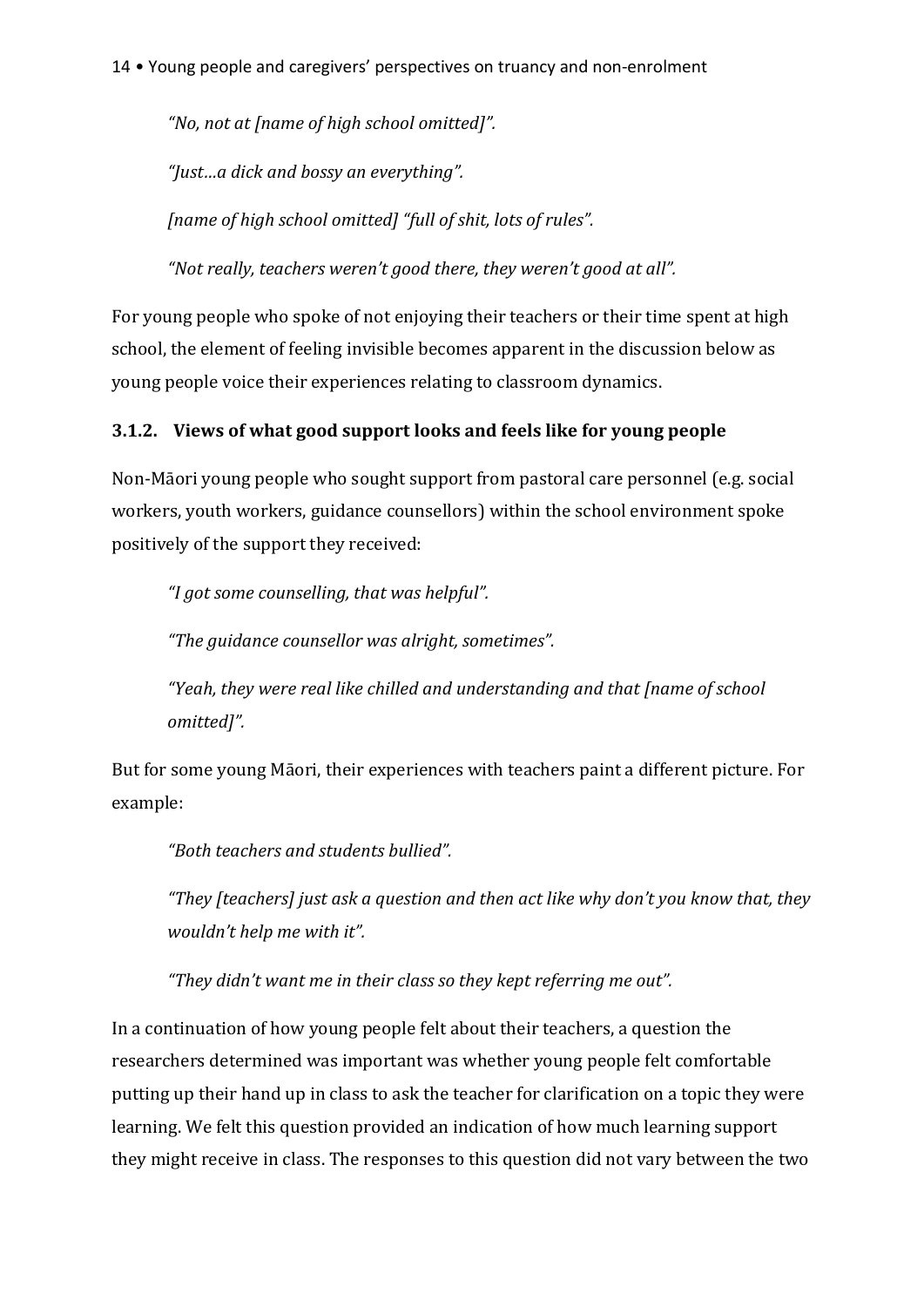*"No, not at [name of high school omitted]".*

*"Just…a dick and bossy an everything".*

*[name of high school omitted] "full of shit, lots of rules".*

*"Not really, teachers weren't good there, they weren't good at all".*

For young people who spoke of not enjoying their teachers or their time spent at high school, the element of feeling invisible becomes apparent in the discussion below as young people voice their experiences relating to classroom dynamics.

### 3.1.2. Views of what good support looks and feels like for young people

Non-Māori young people who sought support from pastoral care personnel (e.g. social workers, youth workers, guidance counsellors) within the school environment spoke positively of the support they received:

*"I got some counselling, that was helpful".*

*"The guidance counsellor was alright, sometimes".*

*"Yeah, they were real like chilled and understanding and that [name of school omitted]".*

But for some young Māori, their experiences with teachers paint a different picture. For example:

*"Both teachers and students bullied".*

*"They [teachers] just ask a question and then act like why don't you know that, they wouldn't help me with it".*

*"They didn't want me in their class so they kept referring me out".*

In a continuation of how young people felt about their teachers, a question the researchers determined was important was whether young people felt comfortable putting up their hand up in class to ask the teacher for clarification on a topic they were learning. We felt this question provided an indication of how much learning support they might receive in class. The responses to this question did not vary between the two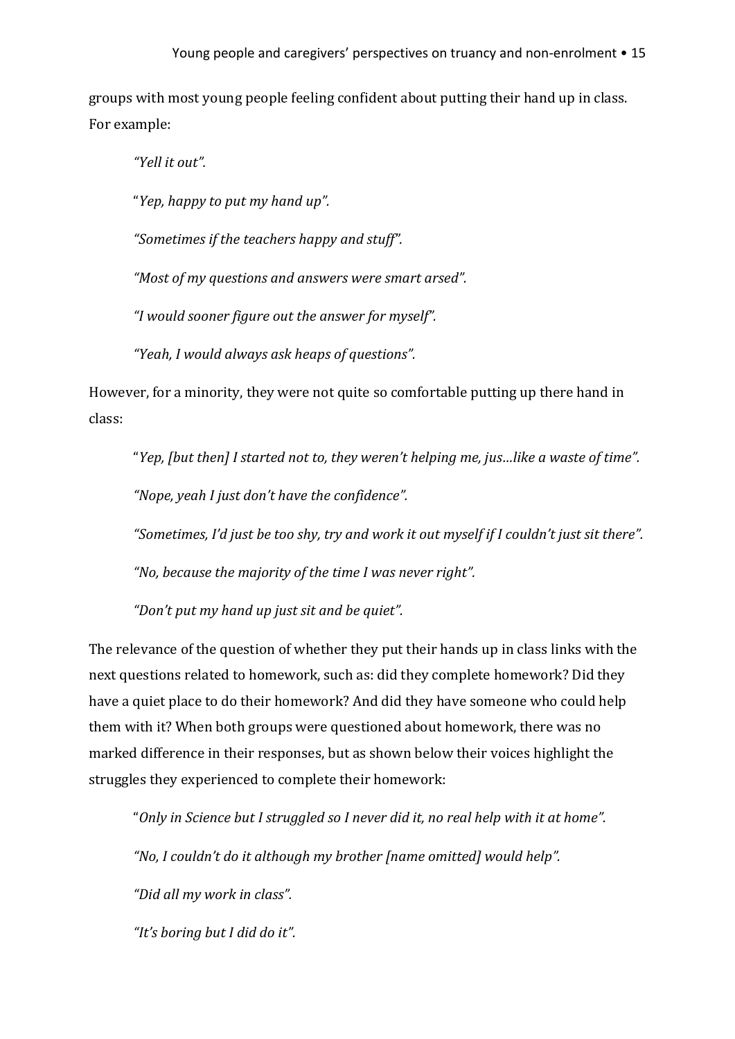groups with most young people feeling confident about putting their hand up in class. For example:

> *"Yell it out".*
>
> "*Yep, happy to put my hand up".*
>
> *"Sometimes if the teachers happy and stuff".*
>
> *"Most of my questions and answers were smart arsed".*
>
> *"I would sooner figure out the answer for myself".*
>
> *"Yeah, I would always ask heaps of questions".*

However, for a minority, they were not quite so comfortable putting up there hand in class:

> "*Yep, [but then] I started not to, they weren't helping me, jus…like a waste of time".*
>
> *"Nope, yeah I just don't have the confidence".*
>
> *"Sometimes, I'd just be too shy, try and work it out myself if I couldn't just sit there".*
>
> *"No, because the majority of the time I was never right".*
>
> *"Don't put my hand up just sit and be quiet".*

The relevance of the question of whether they put their hands up in class links with the next questions related to homework, such as: did they complete homework? Did they have a quiet place to do their homework? And did they have someone who could help them with it? When both groups were questioned about homework, there was no marked difference in their responses, but as shown below their voices highlight the struggles they experienced to complete their homework:

> "*Only in Science but I struggled so I never did it, no real help with it at home".*
>
> *"No, I couldn't do it although my brother [name omitted] would help".*
>
> *"Did all my work in class".*
>
> *"It's boring but I did do it".*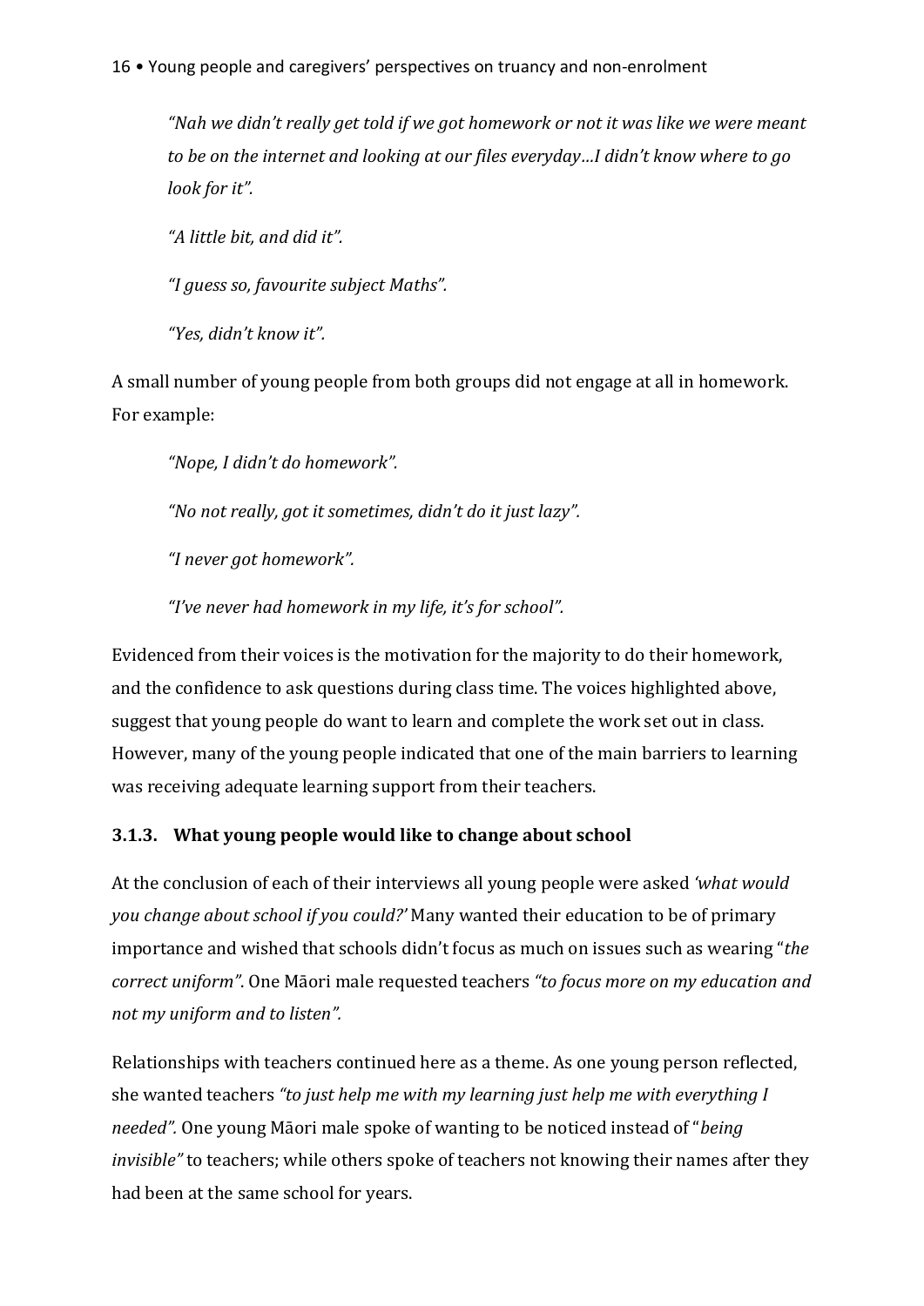> *"Nah we didn't really get told if we got homework or not it was like we were meant to be on the internet and looking at our files everyday…I didn't know where to go look for it".*
>
> *"A little bit, and did it".*
>
> *"I guess so, favourite subject Maths".*
>
> *"Yes, didn't know it".*

A small number of young people from both groups did not engage at all in homework. For example:

> *"Nope, I didn't do homework".*
>
> *"No not really, got it sometimes, didn't do it just lazy".*
>
> *"I never got homework".*
>
> *"I've never had homework in my life, it's for school".*

Evidenced from their voices is the motivation for the majority to do their homework, and the confidence to ask questions during class time. The voices highlighted above, suggest that young people do want to learn and complete the work set out in class. However, many of the young people indicated that one of the main barriers to learning was receiving adequate learning support from their teachers.

### 3.1.3. What young people would like to change about school

At the conclusion of each of their interviews all young people were asked *'what would you change about school if you could?'* Many wanted their education to be of primary importance and wished that schools didn't focus as much on issues such as wearing "*the correct uniform*". One Māori male requested teachers *"to focus more on my education and not my uniform and to listen".*

Relationships with teachers continued here as a theme. As one young person reflected, she wanted teachers *"to just help me with my learning just help me with everything I needed".* One young Māori male spoke of wanting to be noticed instead of "*being invisible"* to teachers; while others spoke of teachers not knowing their names after they had been at the same school for years.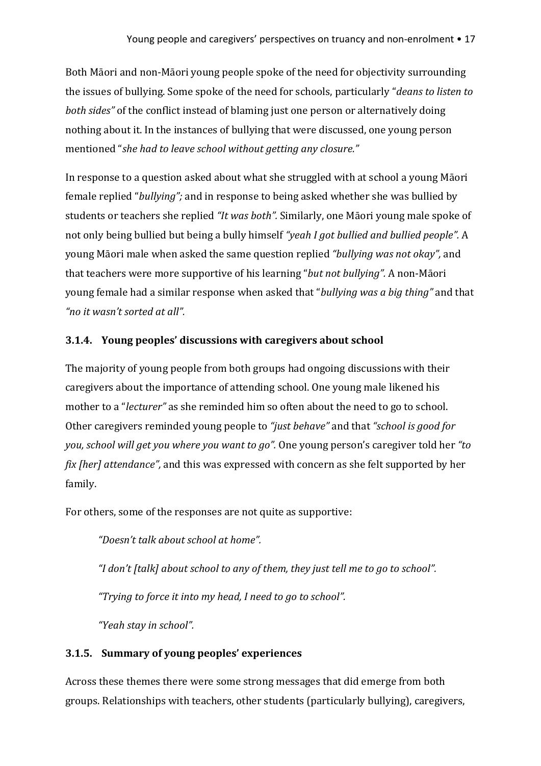Both Māori and non-Māori young people spoke of the need for objectivity surrounding the issues of bullying. Some spoke of the need for schools, particularly "*deans to listen to both sides"* of the conflict instead of blaming just one person or alternatively doing nothing about it. In the instances of bullying that were discussed, one young person mentioned "*she had to leave school without getting any closure."*

In response to a question asked about what she struggled with at school a young Māori female replied "*bullying";* and in response to being asked whether she was bullied by students or teachers she replied *"It was both".* Similarly, one Māori young male spoke of not only being bullied but being a bully himself *"yeah I got bullied and bullied people".* A young Māori male when asked the same question replied *"bullying was not okay",* and that teachers were more supportive of his learning "*but not bullying".* A non-Māori young female had a similar response when asked that "*bullying was a big thing"* and that *"no it wasn't sorted at all".*

### 3.1.4. Young peoples' discussions with caregivers about school

The majority of young people from both groups had ongoing discussions with their caregivers about the importance of attending school. One young male likened his mother to a "*lecturer"* as she reminded him so often about the need to go to school. Other caregivers reminded young people to *"just behave"* and that *"school is good for you, school will get you where you want to go".* One young person's caregiver told her *"to fix [her] attendance",* and this was expressed with concern as she felt supported by her family.

For others, some of the responses are not quite as supportive:

> *"Doesn't talk about school at home".*
>
> *"I don't [talk] about school to any of them, they just tell me to go to school".*
>
> *"Trying to force it into my head, I need to go to school".*
>
> *"Yeah stay in school".*

### 3.1.5. Summary of young peoples' experiences

Across these themes there were some strong messages that did emerge from both groups. Relationships with teachers, other students (particularly bullying), caregivers,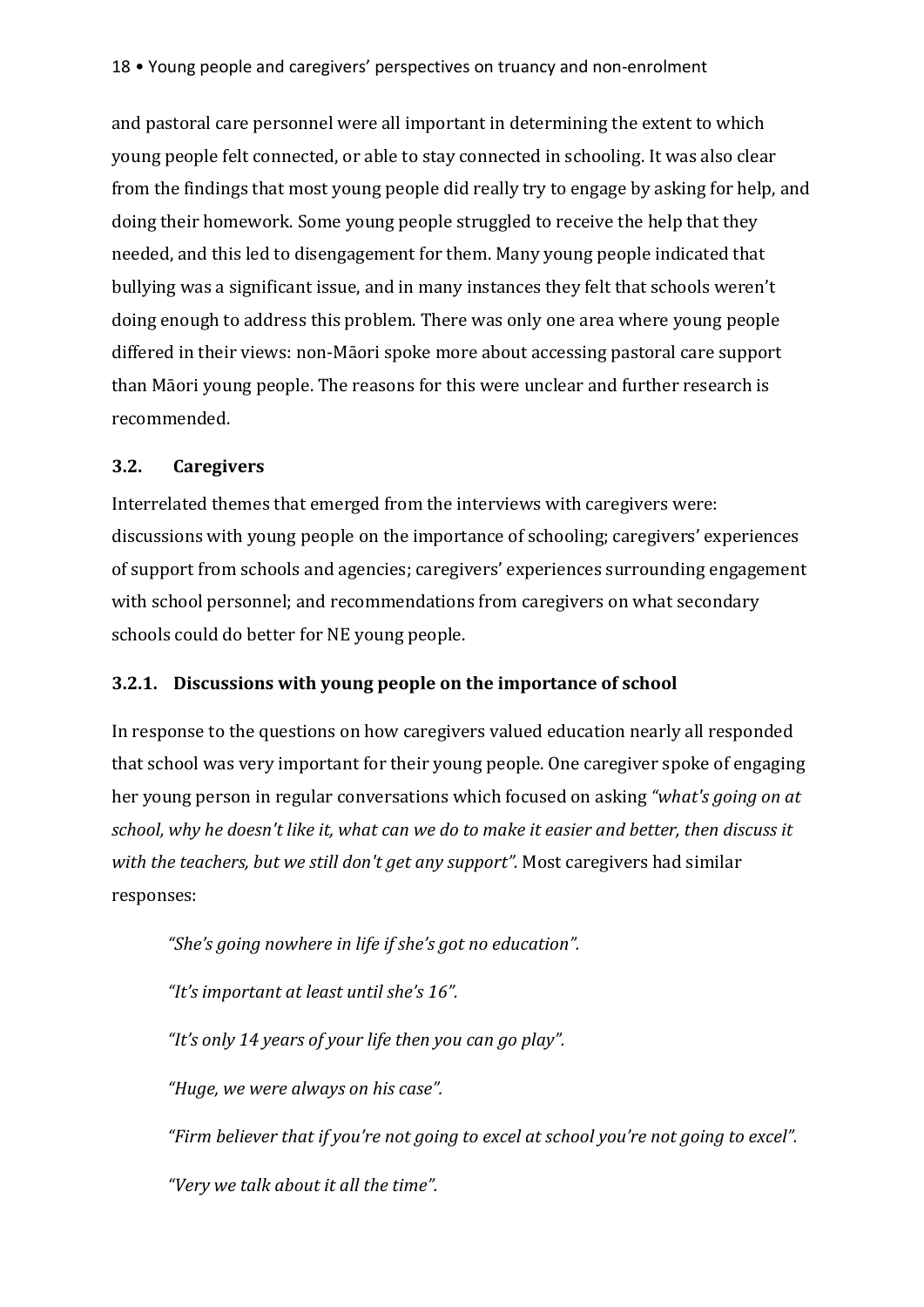and pastoral care personnel were all important in determining the extent to which young people felt connected, or able to stay connected in schooling. It was also clear from the findings that most young people did really try to engage by asking for help, and doing their homework. Some young people struggled to receive the help that they needed, and this led to disengagement for them. Many young people indicated that bullying was a significant issue, and in many instances they felt that schools weren't doing enough to address this problem. There was only one area where young people differed in their views: non-Māori spoke more about accessing pastoral care support than Māori young people. The reasons for this were unclear and further research is recommended.

### 3.2. Caregivers

Interrelated themes that emerged from the interviews with caregivers were: discussions with young people on the importance of schooling; caregivers' experiences of support from schools and agencies; caregivers' experiences surrounding engagement with school personnel; and recommendations from caregivers on what secondary schools could do better for NE young people.

#### 3.2.1. Discussions with young people on the importance of school

In response to the questions on how caregivers valued education nearly all responded that school was very important for their young people. One caregiver spoke of engaging her young person in regular conversations which focused on asking *"what's going on at school, why he doesn't like it, what can we do to make it easier and better, then discuss it with the teachers, but we still don't get any support".* Most caregivers had similar responses:

> *"She's going nowhere in life if she's got no education".*
>
> *"It's important at least until she's 16".*
>
> *"It's only 14 years of your life then you can go play".*
>
> *"Huge, we were always on his case".*
>
> *"Firm believer that if you're not going to excel at school you're not going to excel".*
>
> *"Very we talk about it all the time".*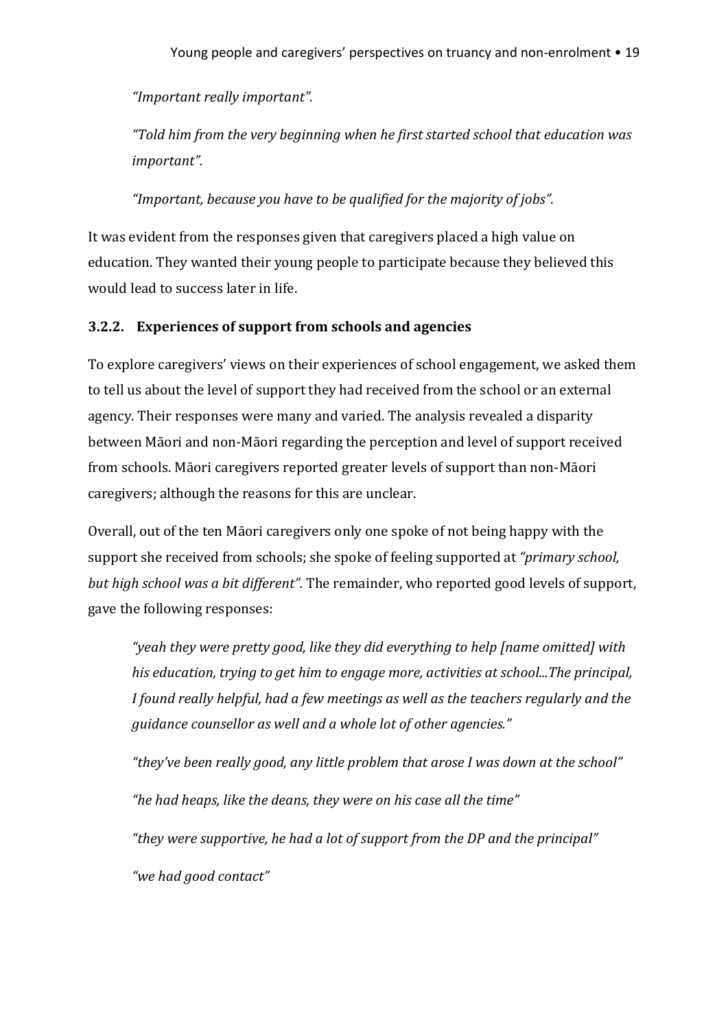*"Important really important".*

*"Told him from the very beginning when he first started school that education was important".*

*"Important, because you have to be qualified for the majority of jobs".*

It was evident from the responses given that caregivers placed a high value on education. They wanted their young people to participate because they believed this would lead to success later in life.

### 3.2.2. Experiences of support from schools and agencies

To explore caregivers' views on their experiences of school engagement, we asked them to tell us about the level of support they had received from the school or an external agency. Their responses were many and varied. The analysis revealed a disparity between Māori and non-Māori regarding the perception and level of support received from schools. Māori caregivers reported greater levels of support than non-Māori caregivers; although the reasons for this are unclear.

Overall, out of the ten Māori caregivers only one spoke of not being happy with the support she received from schools; she spoke of feeling supported at *"primary school, but high school was a bit different".* The remainder, who reported good levels of support, gave the following responses:

*"yeah they were pretty good, like they did everything to help [name omitted] with his education, trying to get him to engage more, activities at school...The principal, I found really helpful, had a few meetings as well as the teachers regularly and the guidance counsellor as well and a whole lot of other agencies."*

*"they've been really good, any little problem that arose I was down at the school"*

*"he had heaps, like the deans, they were on his case all the time"*

*"they were supportive, he had a lot of support from the DP and the principal"*

*"we had good contact"*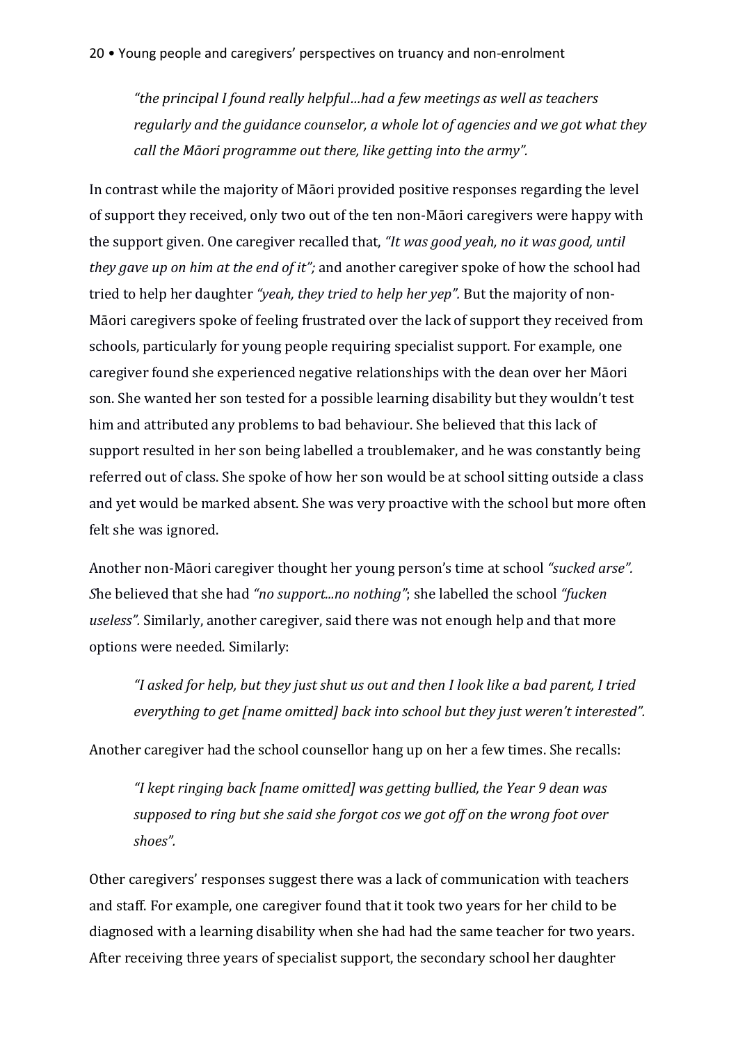*"the principal I found really helpful…had a few meetings as well as teachers regularly and the guidance counselor, a whole lot of agencies and we got what they call the Māori programme out there, like getting into the army".*

In contrast while the majority of Māori provided positive responses regarding the level of support they received, only two out of the ten non-Māori caregivers were happy with the support given. One caregiver recalled that, *"It was good yeah, no it was good, until they gave up on him at the end of it";* and another caregiver spoke of how the school had tried to help her daughter *"yeah, they tried to help her yep".* But the majority of non-Māori caregivers spoke of feeling frustrated over the lack of support they received from schools, particularly for young people requiring specialist support. For example, one caregiver found she experienced negative relationships with the dean over her Māori son. She wanted her son tested for a possible learning disability but they wouldn't test him and attributed any problems to bad behaviour. She believed that this lack of support resulted in her son being labelled a troublemaker, and he was constantly being referred out of class. She spoke of how her son would be at school sitting outside a class and yet would be marked absent. She was very proactive with the school but more often felt she was ignored.

Another non-Māori caregiver thought her young person's time at school *"sucked arse". S*he believed that she had *"no support...no nothing"*; she labelled the school *"fucken useless".* Similarly, another caregiver, said there was not enough help and that more options were needed. Similarly:

*"I asked for help, but they just shut us out and then I look like a bad parent, I tried everything to get [name omitted] back into school but they just weren't interested".*

Another caregiver had the school counsellor hang up on her a few times. She recalls:

*"I kept ringing back [name omitted] was getting bullied, the Year 9 dean was supposed to ring but she said she forgot cos we got off on the wrong foot over shoes".*

Other caregivers' responses suggest there was a lack of communication with teachers and staff. For example, one caregiver found that it took two years for her child to be diagnosed with a learning disability when she had had the same teacher for two years. After receiving three years of specialist support, the secondary school her daughter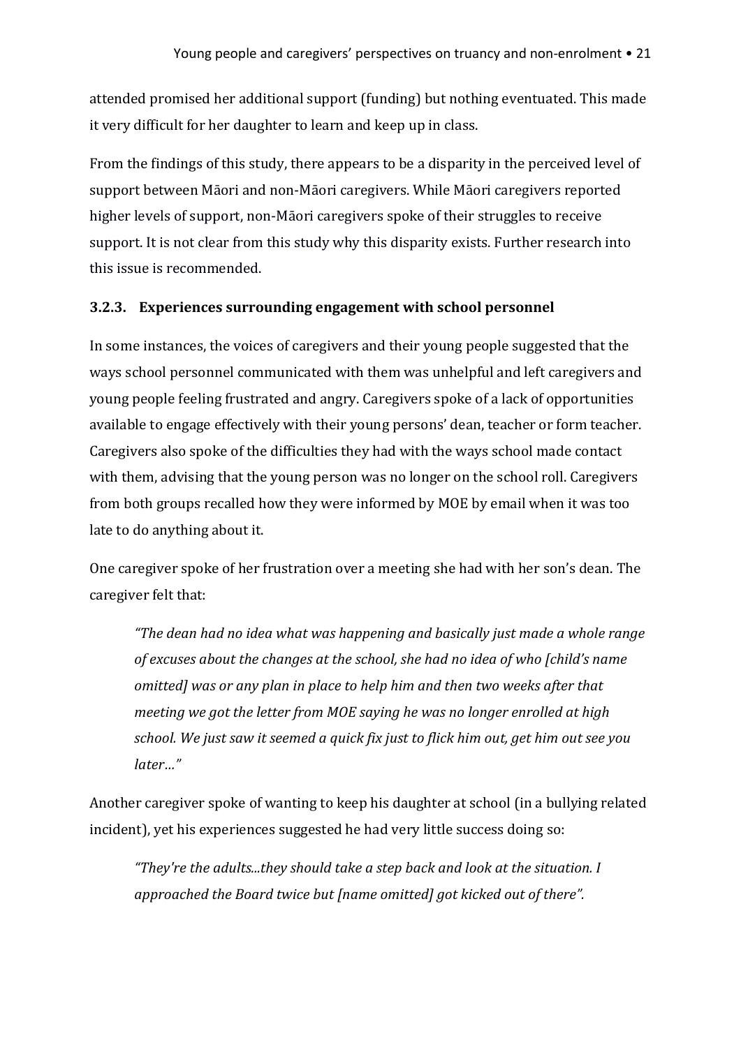attended promised her additional support (funding) but nothing eventuated. This made it very difficult for her daughter to learn and keep up in class.

From the findings of this study, there appears to be a disparity in the perceived level of support between Māori and non-Māori caregivers. While Māori caregivers reported higher levels of support, non-Māori caregivers spoke of their struggles to receive support. It is not clear from this study why this disparity exists. Further research into this issue is recommended.

### 3.2.3. Experiences surrounding engagement with school personnel

In some instances, the voices of caregivers and their young people suggested that the ways school personnel communicated with them was unhelpful and left caregivers and young people feeling frustrated and angry. Caregivers spoke of a lack of opportunities available to engage effectively with their young persons' dean, teacher or form teacher. Caregivers also spoke of the difficulties they had with the ways school made contact with them, advising that the young person was no longer on the school roll. Caregivers from both groups recalled how they were informed by MOE by email when it was too late to do anything about it.

One caregiver spoke of her frustration over a meeting she had with her son's dean. The caregiver felt that:

> *"The dean had no idea what was happening and basically just made a whole range of excuses about the changes at the school, she had no idea of who [child's name omitted] was or any plan in place to help him and then two weeks after that meeting we got the letter from MOE saying he was no longer enrolled at high school. We just saw it seemed a quick fix just to flick him out, get him out see you later…"*

Another caregiver spoke of wanting to keep his daughter at school (in a bullying related incident), yet his experiences suggested he had very little success doing so:

> *"They're the adults...they should take a step back and look at the situation. I approached the Board twice but [name omitted] got kicked out of there".*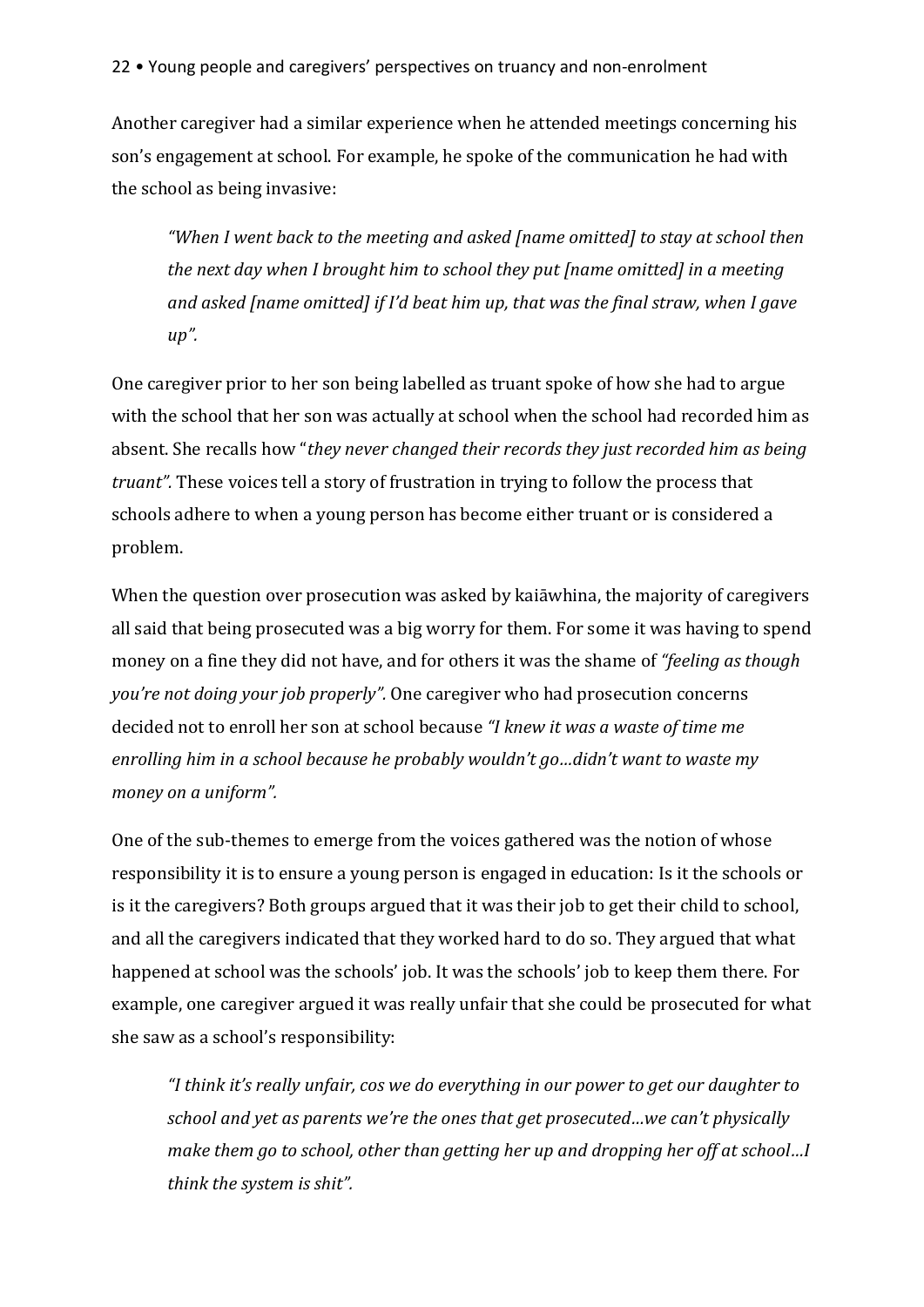Another caregiver had a similar experience when he attended meetings concerning his son's engagement at school. For example, he spoke of the communication he had with the school as being invasive:

> *"When I went back to the meeting and asked [name omitted] to stay at school then the next day when I brought him to school they put [name omitted] in a meeting and asked [name omitted] if I'd beat him up, that was the final straw, when I gave up".*

One caregiver prior to her son being labelled as truant spoke of how she had to argue with the school that her son was actually at school when the school had recorded him as absent. She recalls how "*they never changed their records they just recorded him as being truant".* These voices tell a story of frustration in trying to follow the process that schools adhere to when a young person has become either truant or is considered a problem.

When the question over prosecution was asked by kaiāwhina, the majority of caregivers all said that being prosecuted was a big worry for them. For some it was having to spend money on a fine they did not have, and for others it was the shame of *"feeling as though you're not doing your job properly".* One caregiver who had prosecution concerns decided not to enroll her son at school because *"I knew it was a waste of time me enrolling him in a school because he probably wouldn't go…didn't want to waste my money on a uniform".*

One of the sub-themes to emerge from the voices gathered was the notion of whose responsibility it is to ensure a young person is engaged in education: Is it the schools or is it the caregivers? Both groups argued that it was their job to get their child to school, and all the caregivers indicated that they worked hard to do so. They argued that what happened at school was the schools' job. It was the schools' job to keep them there. For example, one caregiver argued it was really unfair that she could be prosecuted for what she saw as a school's responsibility:

> *"I think it's really unfair, cos we do everything in our power to get our daughter to school and yet as parents we're the ones that get prosecuted…we can't physically make them go to school, other than getting her up and dropping her off at school…I think the system is shit".*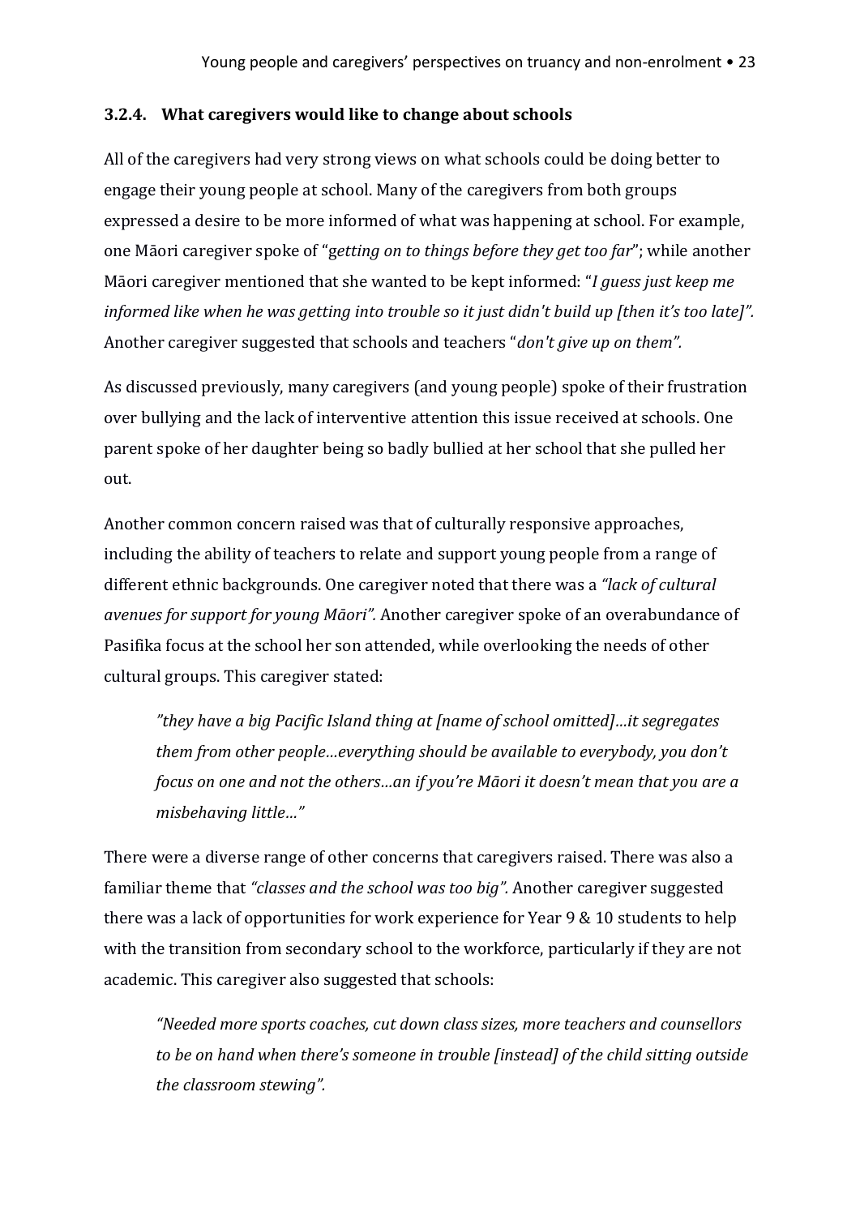### 3.2.4. What caregivers would like to change about schools

All of the caregivers had very strong views on what schools could be doing better to engage their young people at school. Many of the caregivers from both groups expressed a desire to be more informed of what was happening at school. For example, one Māori caregiver spoke of "*getting on to things before they get too far*"; while another Māori caregiver mentioned that she wanted to be kept informed: "*I guess just keep me informed like when he was getting into trouble so it just didn't build up [then it's too late]".* Another caregiver suggested that schools and teachers "*don't give up on them".*

As discussed previously, many caregivers (and young people) spoke of their frustration over bullying and the lack of interventive attention this issue received at schools. One parent spoke of her daughter being so badly bullied at her school that she pulled her out.

Another common concern raised was that of culturally responsive approaches, including the ability of teachers to relate and support young people from a range of different ethnic backgrounds. One caregiver noted that there was a *"lack of cultural avenues for support for young Māori".* Another caregiver spoke of an overabundance of Pasifika focus at the school her son attended, while overlooking the needs of other cultural groups. This caregiver stated:

> *"they have a big Pacific Island thing at [name of school omitted]…it segregates them from other people…everything should be available to everybody, you don't focus on one and not the others…an if you're Māori it doesn't mean that you are a misbehaving little…"*

There were a diverse range of other concerns that caregivers raised. There was also a familiar theme that *"classes and the school was too big".* Another caregiver suggested there was a lack of opportunities for work experience for Year 9 & 10 students to help with the transition from secondary school to the workforce, particularly if they are not academic. This caregiver also suggested that schools:

> *"Needed more sports coaches, cut down class sizes, more teachers and counsellors to be on hand when there's someone in trouble [instead] of the child sitting outside the classroom stewing".*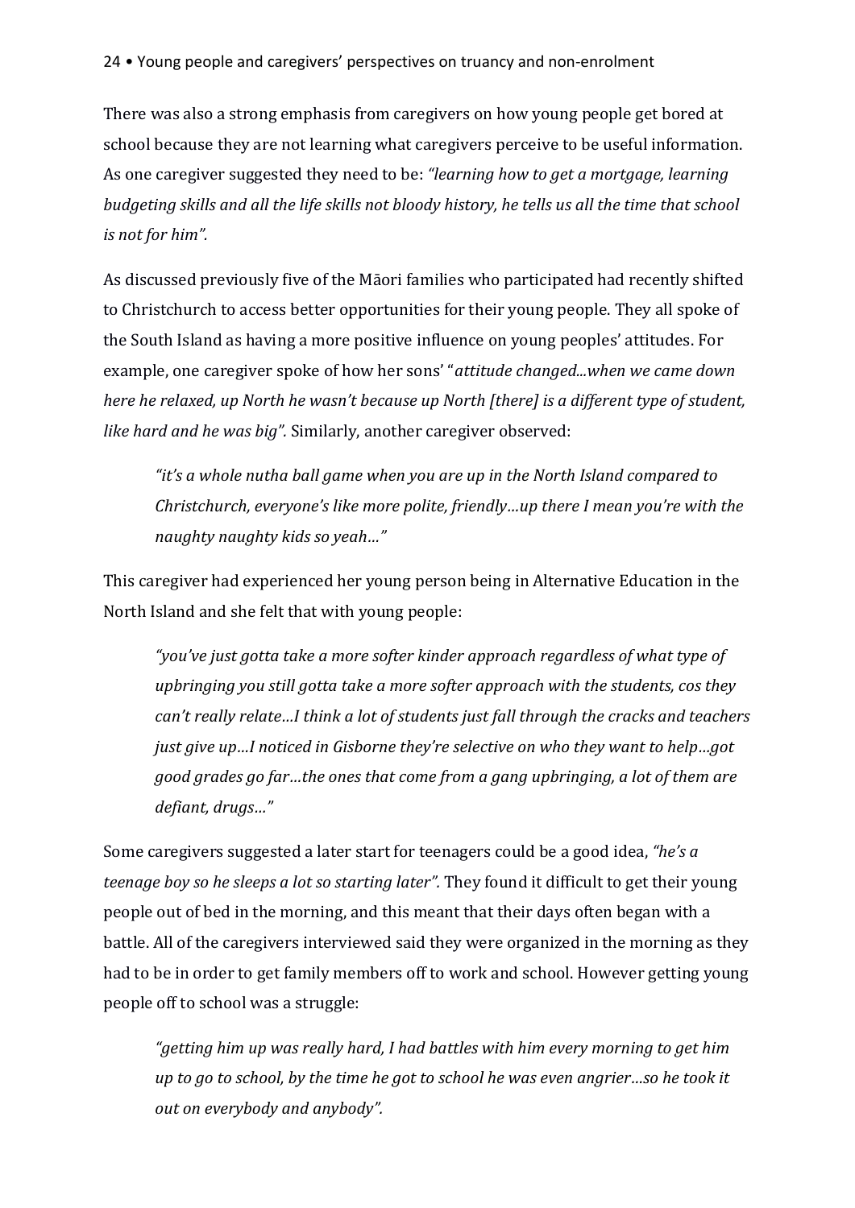There was also a strong emphasis from caregivers on how young people get bored at school because they are not learning what caregivers perceive to be useful information. As one caregiver suggested they need to be: *"learning how to get a mortgage, learning budgeting skills and all the life skills not bloody history, he tells us all the time that school is not for him"*.

As discussed previously five of the Māori families who participated had recently shifted to Christchurch to access better opportunities for their young people. They all spoke of the South Island as having a more positive influence on young peoples' attitudes. For example, one caregiver spoke of how her sons' "*attitude changed...when we came down here he relaxed, up North he wasn't because up North [there] is a different type of student, like hard and he was big".* Similarly, another caregiver observed:

> *"it's a whole nutha ball game when you are up in the North Island compared to Christchurch, everyone's like more polite, friendly…up there I mean you're with the naughty naughty kids so yeah…"*

This caregiver had experienced her young person being in Alternative Education in the North Island and she felt that with young people:

> *"you've just gotta take a more softer kinder approach regardless of what type of upbringing you still gotta take a more softer approach with the students, cos they can't really relate…I think a lot of students just fall through the cracks and teachers just give up…I noticed in Gisborne they're selective on who they want to help…got good grades go far…the ones that come from a gang upbringing, a lot of them are defiant, drugs…"*

Some caregivers suggested a later start for teenagers could be a good idea, *"he's a teenage boy so he sleeps a lot so starting later".* They found it difficult to get their young people out of bed in the morning, and this meant that their days often began with a battle. All of the caregivers interviewed said they were organized in the morning as they had to be in order to get family members off to work and school. However getting young people off to school was a struggle:

> *"getting him up was really hard, I had battles with him every morning to get him up to go to school, by the time he got to school he was even angrier…so he took it out on everybody and anybody".*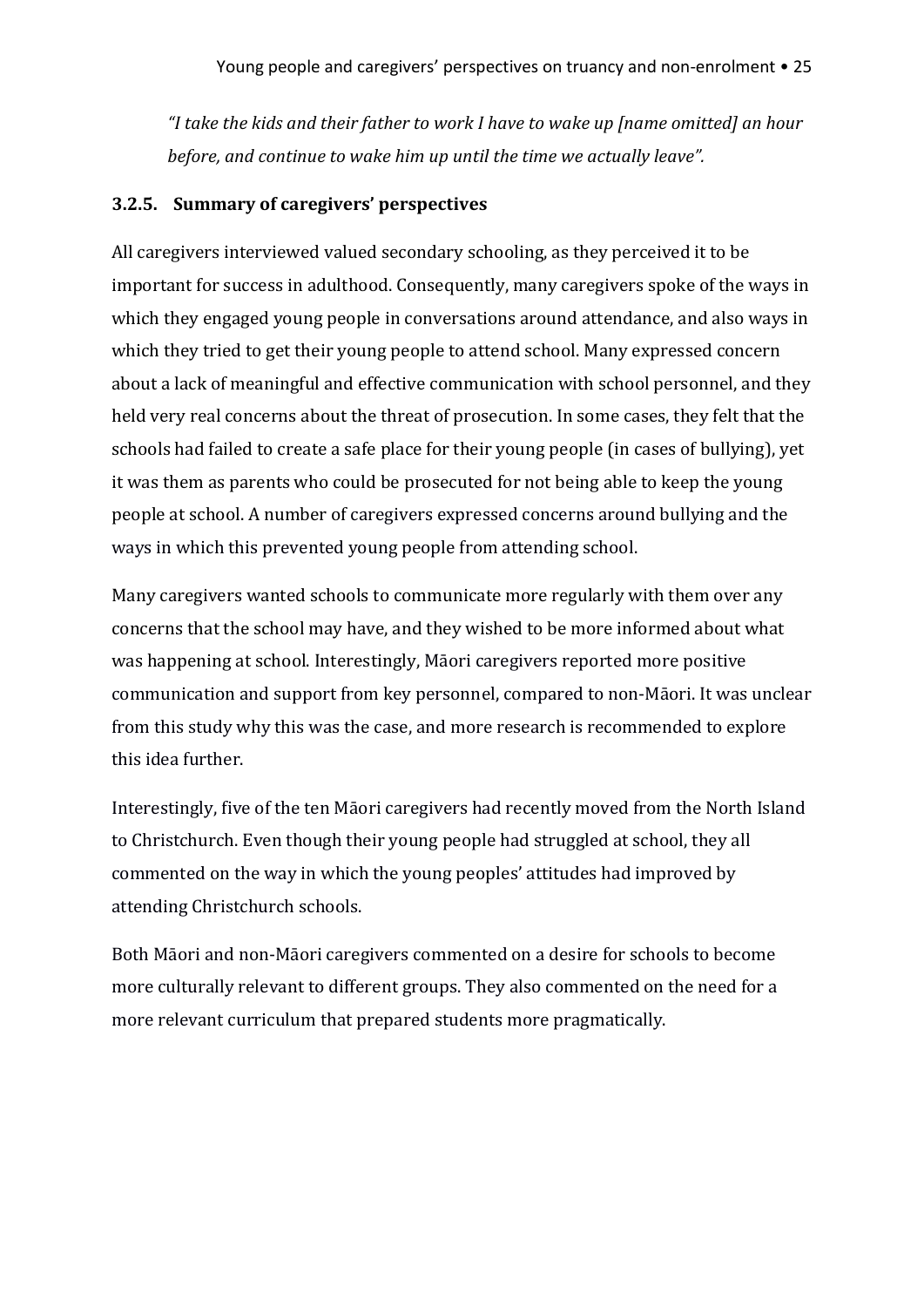*"I take the kids and their father to work I have to wake up [name omitted] an hour before, and continue to wake him up until the time we actually leave".*

### 3.2.5. Summary of caregivers' perspectives

All caregivers interviewed valued secondary schooling, as they perceived it to be important for success in adulthood. Consequently, many caregivers spoke of the ways in which they engaged young people in conversations around attendance, and also ways in which they tried to get their young people to attend school. Many expressed concern about a lack of meaningful and effective communication with school personnel, and they held very real concerns about the threat of prosecution. In some cases, they felt that the schools had failed to create a safe place for their young people (in cases of bullying), yet it was them as parents who could be prosecuted for not being able to keep the young people at school. A number of caregivers expressed concerns around bullying and the ways in which this prevented young people from attending school.

Many caregivers wanted schools to communicate more regularly with them over any concerns that the school may have, and they wished to be more informed about what was happening at school. Interestingly, Māori caregivers reported more positive communication and support from key personnel, compared to non-Māori. It was unclear from this study why this was the case, and more research is recommended to explore this idea further.

Interestingly, five of the ten Māori caregivers had recently moved from the North Island to Christchurch. Even though their young people had struggled at school, they all commented on the way in which the young peoples' attitudes had improved by attending Christchurch schools.

Both Māori and non-Māori caregivers commented on a desire for schools to become more culturally relevant to different groups. They also commented on the need for a more relevant curriculum that prepared students more pragmatically.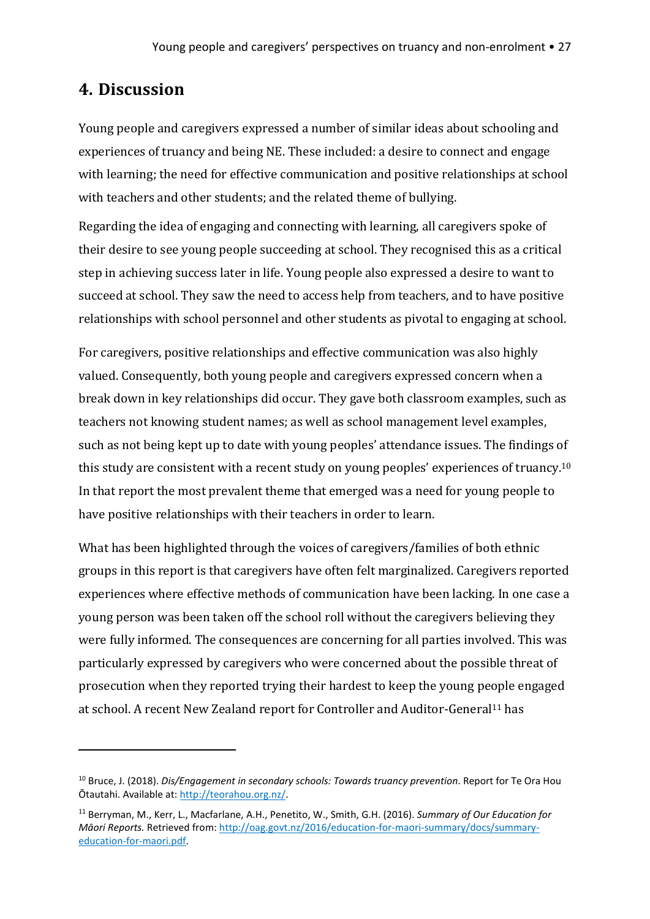## 4. Discussion

Young people and caregivers expressed a number of similar ideas about schooling and experiences of truancy and being NE. These included: a desire to connect and engage with learning; the need for effective communication and positive relationships at school with teachers and other students; and the related theme of bullying.

Regarding the idea of engaging and connecting with learning, all caregivers spoke of their desire to see young people succeeding at school. They recognised this as a critical step in achieving success later in life. Young people also expressed a desire to want to succeed at school. They saw the need to access help from teachers, and to have positive relationships with school personnel and other students as pivotal to engaging at school.

For caregivers, positive relationships and effective communication was also highly valued. Consequently, both young people and caregivers expressed concern when a break down in key relationships did occur. They gave both classroom examples, such as teachers not knowing student names; as well as school management level examples, such as not being kept up to date with young peoples' attendance issues. The findings of this study are consistent with a recent study on young peoples' experiences of truancy.[10] In that report the most prevalent theme that emerged was a need for young people to have positive relationships with their teachers in order to learn.

What has been highlighted through the voices of caregivers/families of both ethnic groups in this report is that caregivers have often felt marginalized. Caregivers reported experiences where effective methods of communication have been lacking. In one case a young person was been taken off the school roll without the caregivers believing they were fully informed. The consequences are concerning for all parties involved. This was particularly expressed by caregivers who were concerned about the possible threat of prosecution when they reported trying their hardest to keep the young people engaged at school. A recent New Zealand report for Controller and Auditor-General[11] has

---

[10] Bruce, J. (2018). *Dis/Engagement in secondary schools: Towards truancy prevention*. Report for Te Ora Hou Ōtautahi. Available at: http://teorahou.org.nz/.

[11] Berryman, M., Kerr, L., Macfarlane, A.H., Penetito, W., Smith, G.H. (2016). *Summary of Our Education for Māori Reports*. Retrieved from: http://oag.govt.nz/2016/education-for-maori-summary/docs/summary-education-for-maori.pdf.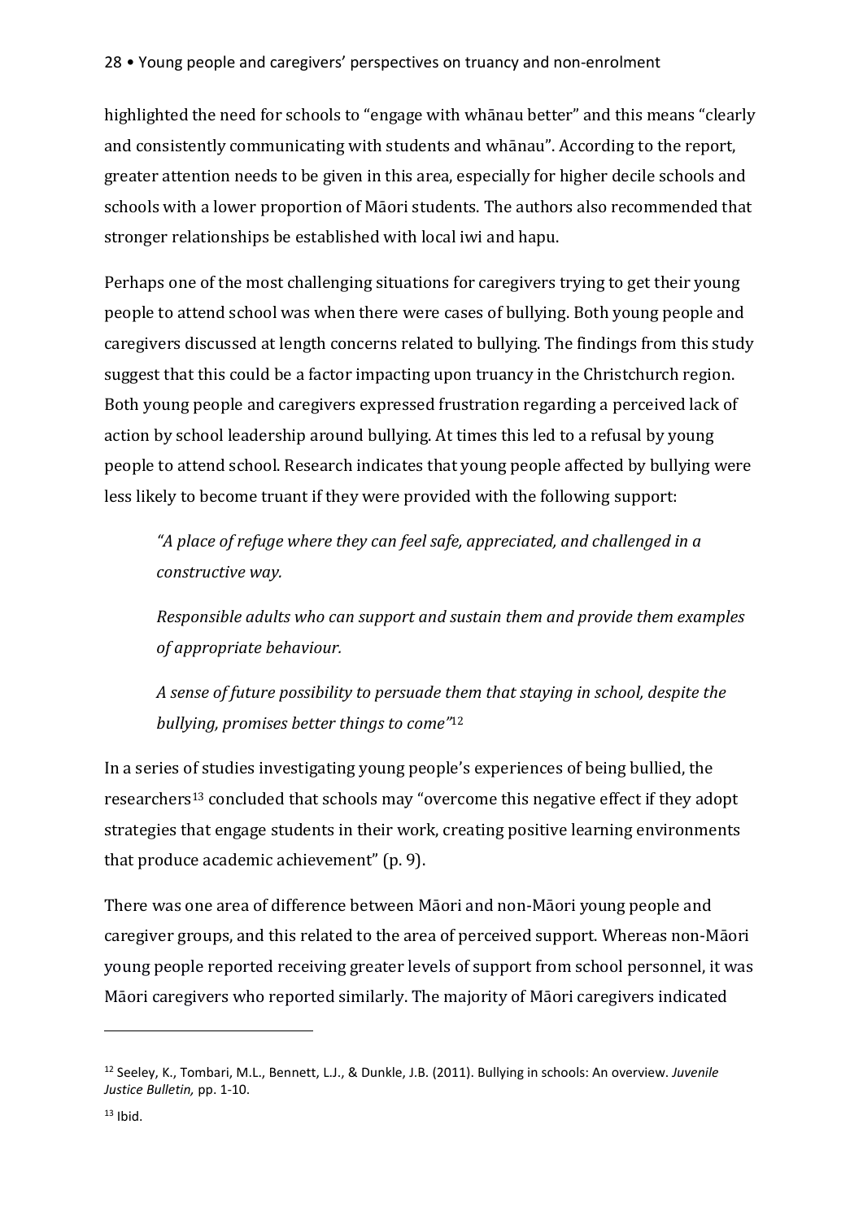highlighted the need for schools to "engage with whānau better" and this means "clearly and consistently communicating with students and whānau". According to the report, greater attention needs to be given in this area, especially for higher decile schools and schools with a lower proportion of Māori students. The authors also recommended that stronger relationships be established with local iwi and hapu.

Perhaps one of the most challenging situations for caregivers trying to get their young people to attend school was when there were cases of bullying. Both young people and caregivers discussed at length concerns related to bullying. The findings from this study suggest that this could be a factor impacting upon truancy in the Christchurch region. Both young people and caregivers expressed frustration regarding a perceived lack of action by school leadership around bullying. At times this led to a refusal by young people to attend school. Research indicates that young people affected by bullying were less likely to become truant if they were provided with the following support:

> *"A place of refuge where they can feel safe, appreciated, and challenged in a constructive way.*
>
> *Responsible adults who can support and sustain them and provide them examples of appropriate behaviour.*
>
> *A sense of future possibility to persuade them that staying in school, despite the bullying, promises better things to come"*[12]

In a series of studies investigating young people's experiences of being bullied, the researchers[13] concluded that schools may "overcome this negative effect if they adopt strategies that engage students in their work, creating positive learning environments that produce academic achievement" (p. 9).

There was one area of difference between Māori and non-Māori young people and caregiver groups, and this related to the area of perceived support. Whereas non-Māori young people reported receiving greater levels of support from school personnel, it was Māori caregivers who reported similarly. The majority of Māori caregivers indicated

---

[12] Seeley, K., Tombari, M.L., Bennett, L.J., & Dunkle, J.B. (2011). Bullying in schools: An overview. *Juvenile Justice Bulletin,* pp. 1-10.

[13] Ibid.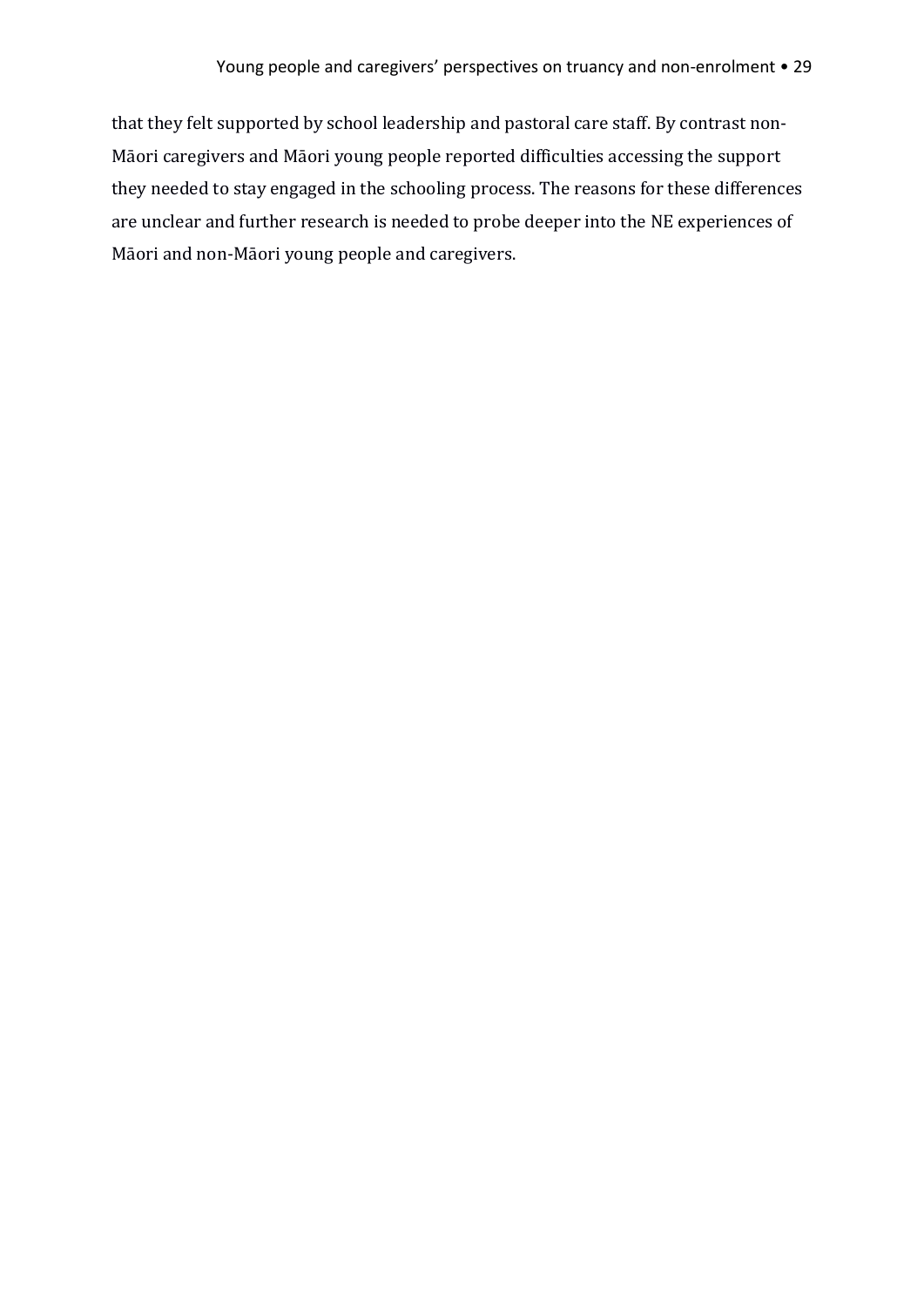that they felt supported by school leadership and pastoral care staff. By contrast non-Māori caregivers and Māori young people reported difficulties accessing the support they needed to stay engaged in the schooling process. The reasons for these differences are unclear and further research is needed to probe deeper into the NE experiences of Māori and non-Māori young people and caregivers.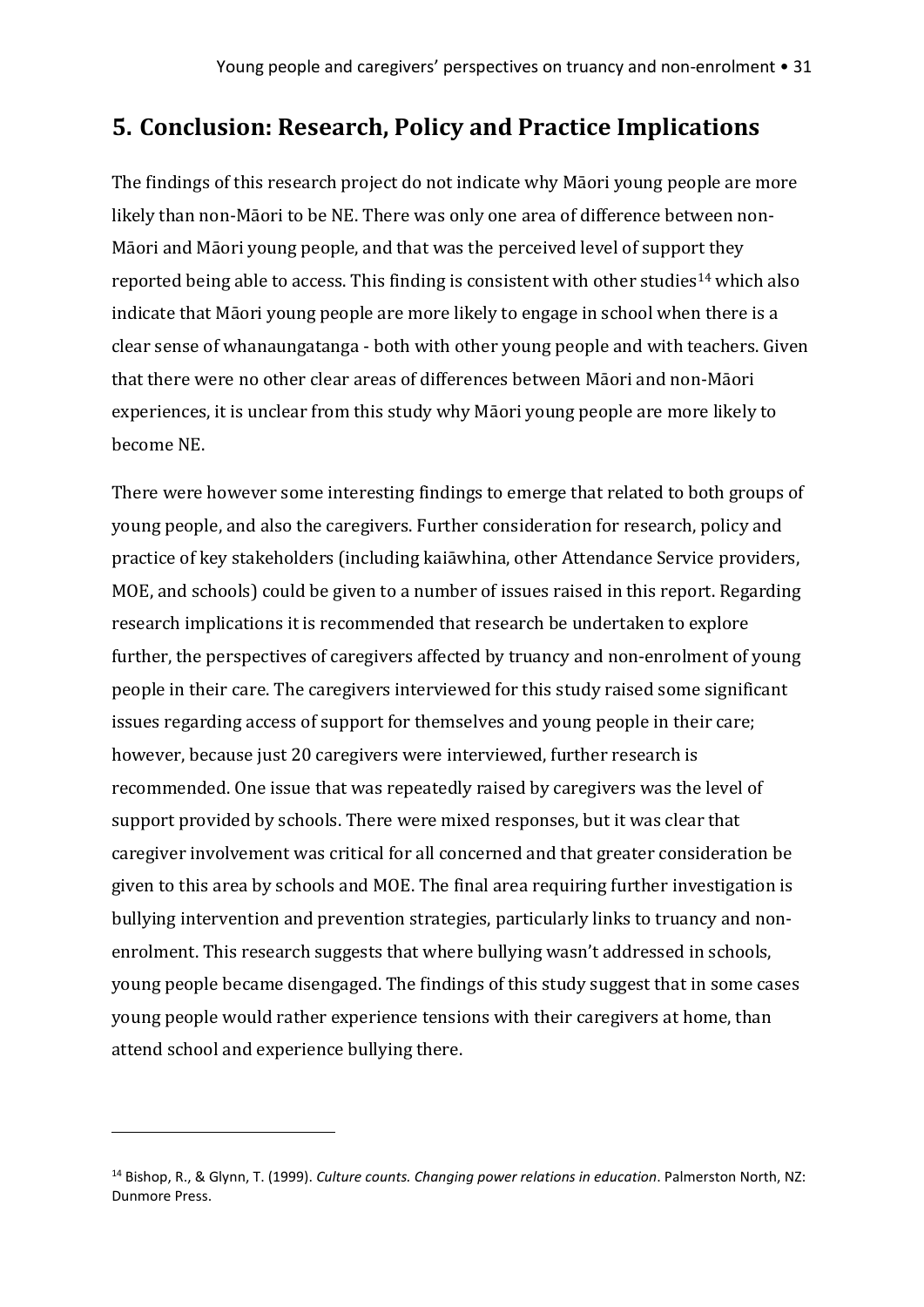## 5. Conclusion: Research, Policy and Practice Implications

The findings of this research project do not indicate why Māori young people are more likely than non-Māori to be NE. There was only one area of difference between non-Māori and Māori young people, and that was the perceived level of support they reported being able to access. This finding is consistent with other studies[14] which also indicate that Māori young people are more likely to engage in school when there is a clear sense of whanaungatanga - both with other young people and with teachers. Given that there were no other clear areas of differences between Māori and non-Māori experiences, it is unclear from this study why Māori young people are more likely to become NE.

There were however some interesting findings to emerge that related to both groups of young people, and also the caregivers. Further consideration for research, policy and practice of key stakeholders (including kaiāwhina, other Attendance Service providers, MOE, and schools) could be given to a number of issues raised in this report. Regarding research implications it is recommended that research be undertaken to explore further, the perspectives of caregivers affected by truancy and non-enrolment of young people in their care. The caregivers interviewed for this study raised some significant issues regarding access of support for themselves and young people in their care; however, because just 20 caregivers were interviewed, further research is recommended. One issue that was repeatedly raised by caregivers was the level of support provided by schools. There were mixed responses, but it was clear that caregiver involvement was critical for all concerned and that greater consideration be given to this area by schools and MOE. The final area requiring further investigation is bullying intervention and prevention strategies, particularly links to truancy and non-enrolment. This research suggests that where bullying wasn't addressed in schools, young people became disengaged. The findings of this study suggest that in some cases young people would rather experience tensions with their caregivers at home, than attend school and experience bullying there.

---

[14] Bishop, R., & Glynn, T. (1999). *Culture counts. Changing power relations in education*. Palmerston North, NZ: Dunmore Press.